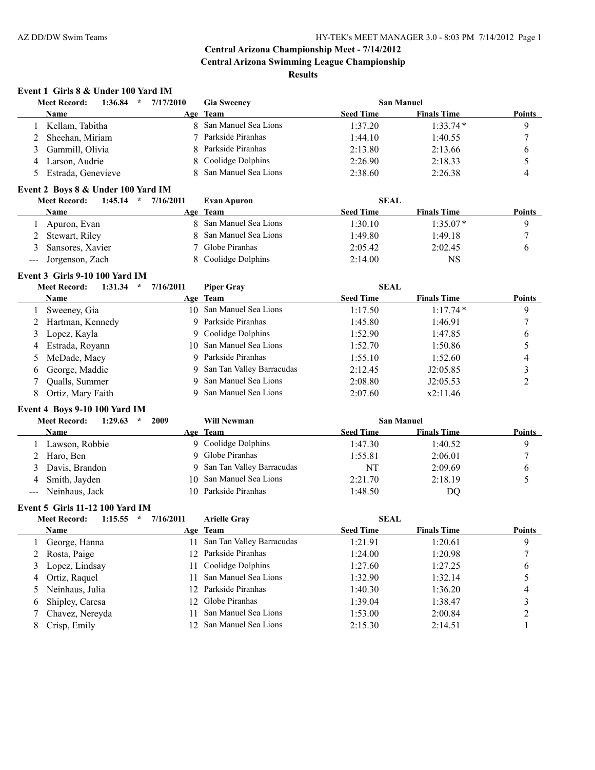# Central Arizona Championship Meet - 7/14/2012

## Central Arizona Swimming League Championship

### Results

**Event 1 Girls 8 & Under 100 Yard IM**

**Meet Record:** 1:36.84 * 7/17/2010 Gia Sweeney San Manuel

| | Name | Age | Team | Seed Time | Finals Time | Points |
|---|---|---|---|---|---|---|
| 1 | Kellam, Tabitha | 8 | San Manuel Sea Lions | 1:37.20 | 1:33.74* | 9 |
| 2 | Sheehan, Miriam | 7 | Parkside Piranhas | 1:44.10 | 1:40.55 | 7 |
| 3 | Gammill, Olivia | 8 | Parkside Piranhas | 2:13.80 | 2:13.66 | 6 |
| 4 | Larson, Audrie | 8 | Coolidge Dolphins | 2:26.90 | 2:18.33 | 5 |
| 5 | Estrada, Genevieve | 8 | San Manuel Sea Lions | 2:38.60 | 2:26.38 | 4 |

**Event 2 Boys 8 & Under 100 Yard IM**

**Meet Record:** 1:45.14 * 7/16/2011 Evan Apuron SEAL

| | Name | Age | Team | Seed Time | Finals Time | Points |
|---|---|---|---|---|---|---|
| 1 | Apuron, Evan | 8 | San Manuel Sea Lions | 1:30.10 | 1:35.07* | 9 |
| 2 | Stewart, Riley | 8 | San Manuel Sea Lions | 1:49.80 | 1:49.18 | 7 |
| 3 | Sansores, Xavier | 7 | Globe Piranhas | 2:05.42 | 2:02.45 | 6 |
| --- | Jorgenson, Zach | 8 | Coolidge Dolphins | 2:14.00 | NS | |

**Event 3 Girls 9-10 100 Yard IM**

**Meet Record:** 1:31.34 * 7/16/2011 Piper Gray SEAL

| | Name | Age | Team | Seed Time | Finals Time | Points |
|---|---|---|---|---|---|---|
| 1 | Sweeney, Gia | 10 | San Manuel Sea Lions | 1:17.50 | 1:17.74* | 9 |
| 2 | Hartman, Kennedy | 9 | Parkside Piranhas | 1:45.80 | 1:46.91 | 7 |
| 3 | Lopez, Kayla | 9 | Coolidge Dolphins | 1:52.90 | 1:47.85 | 6 |
| 4 | Estrada, Royann | 10 | San Manuel Sea Lions | 1:52.70 | 1:50.86 | 5 |
| 5 | McDade, Macy | 9 | Parkside Piranhas | 1:55.10 | 1:52.60 | 4 |
| 6 | George, Maddie | 9 | San Tan Valley Barracudas | 2:12.45 | J2:05.85 | 3 |
| 7 | Qualls, Summer | 9 | San Manuel Sea Lions | 2:08.80 | J2:05.53 | 2 |
| 8 | Ortiz, Mary Faith | 9 | San Manuel Sea Lions | 2:07.60 | x2:11.46 | |

**Event 4 Boys 9-10 100 Yard IM**

**Meet Record:** 1:29.63 * 2009 Will Newman San Manuel

| | Name | Age | Team | Seed Time | Finals Time | Points |
|---|---|---|---|---|---|---|
| 1 | Lawson, Robbie | 9 | Coolidge Dolphins | 1:47.30 | 1:40.52 | 9 |
| 2 | Haro, Ben | 9 | Globe Piranhas | 1:55.81 | 2:06.01 | 7 |
| 3 | Davis, Brandon | 9 | San Tan Valley Barracudas | NT | 2:09.69 | 6 |
| 4 | Smith, Jayden | 10 | San Manuel Sea Lions | 2:21.70 | 2:18.19 | 5 |
| --- | Neinhaus, Jack | 10 | Parkside Piranhas | 1:48.50 | DQ | |

**Event 5 Girls 11-12 100 Yard IM**

**Meet Record:** 1:15.55 * 7/16/2011 Arielle Gray SEAL

| | Name | Age | Team | Seed Time | Finals Time | Points |
|---|---|---|---|---|---|---|
| 1 | George, Hanna | 11 | San Tan Valley Barracudas | 1:21.91 | 1:20.61 | 9 |
| 2 | Rosta, Paige | 12 | Parkside Piranhas | 1:24.00 | 1:20.98 | 7 |
| 3 | Lopez, Lindsay | 11 | Coolidge Dolphins | 1:27.60 | 1:27.25 | 6 |
| 4 | Ortiz, Raquel | 11 | San Manuel Sea Lions | 1:32.90 | 1:32.14 | 5 |
| 5 | Neinhaus, Julia | 12 | Parkside Piranhas | 1:40.30 | 1:36.20 | 4 |
| 6 | Shipley, Caresa | 12 | Globe Piranhas | 1:39.04 | 1:38.47 | 3 |
| 7 | Chavez, Nereyda | 11 | San Manuel Sea Lions | 1:53.00 | 2:00.84 | 2 |
| 8 | Crisp, Emily | 12 | San Manuel Sea Lions | 2:15.30 | 2:14.51 | 1 |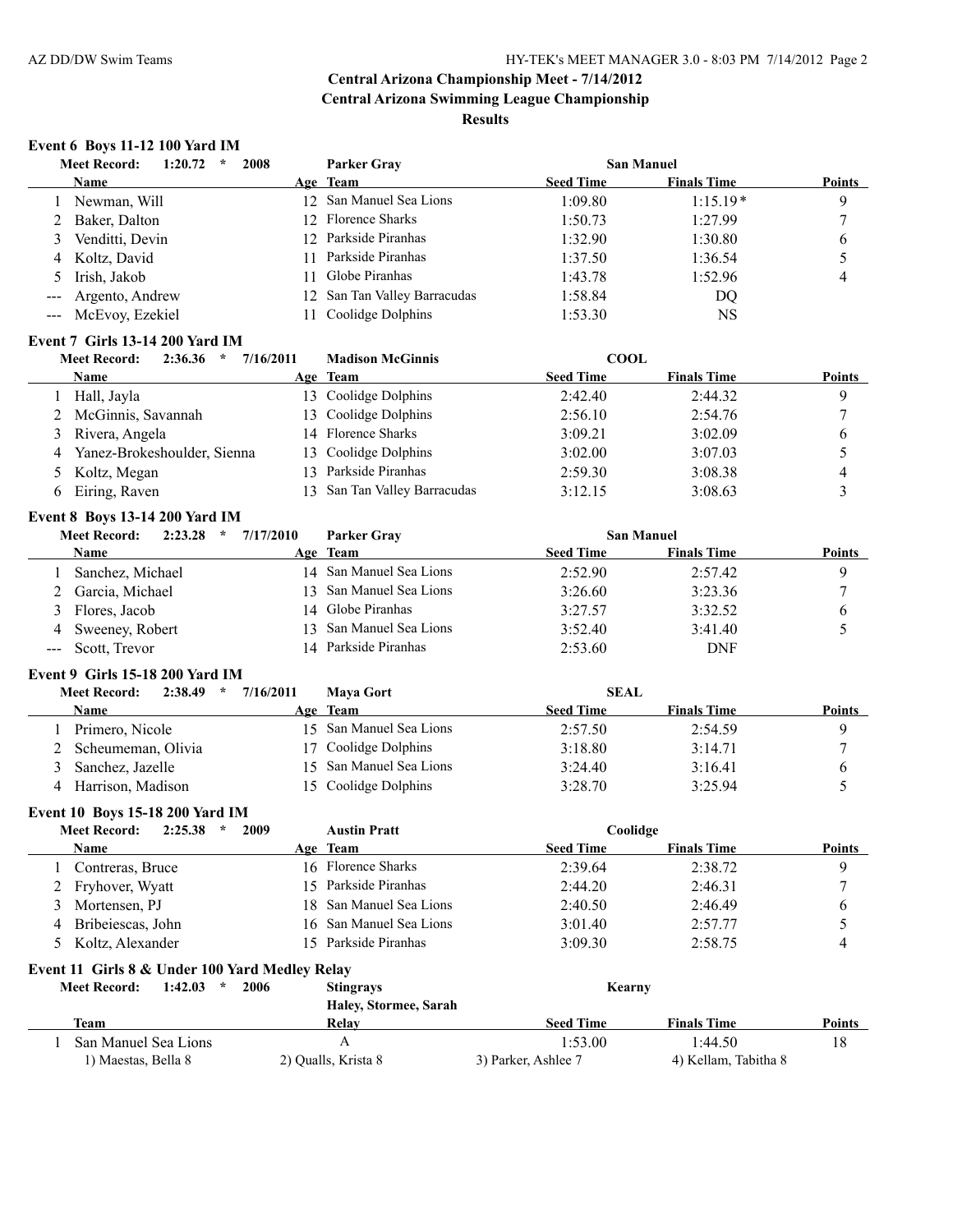## Central Arizona Championship Meet - 7/14/2012

## Central Arizona Swimming League Championship

### Results

#### Event 6 Boys 11-12 100 Yard IM

**Meet Record: 1:20.72 * 2008 — Parker Gray — San Manuel**

| | Name | Age | Team | Seed Time | Finals Time | Points |
|---|---|---|---|---|---|---|
| 1 | Newman, Will | 12 | San Manuel Sea Lions | 1:09.80 | 1:15.19* | 9 |
| 2 | Baker, Dalton | 12 | Florence Sharks | 1:50.73 | 1:27.99 | 7 |
| 3 | Venditti, Devin | 12 | Parkside Piranhas | 1:32.90 | 1:30.80 | 6 |
| 4 | Koltz, David | 11 | Parkside Piranhas | 1:37.50 | 1:36.54 | 5 |
| 5 | Irish, Jakob | 11 | Globe Piranhas | 1:43.78 | 1:52.96 | 4 |
| --- | Argento, Andrew | 12 | San Tan Valley Barracudas | 1:58.84 | DQ | |
| --- | McEvoy, Ezekiel | 11 | Coolidge Dolphins | 1:53.30 | NS | |

#### Event 7 Girls 13-14 200 Yard IM

**Meet Record: 2:36.36 * 7/16/2011 — Madison McGinnis — COOL**

| | Name | Age | Team | Seed Time | Finals Time | Points |
|---|---|---|---|---|---|---|
| 1 | Hall, Jayla | 13 | Coolidge Dolphins | 2:42.40 | 2:44.32 | 9 |
| 2 | McGinnis, Savannah | 13 | Coolidge Dolphins | 2:56.10 | 2:54.76 | 7 |
| 3 | Rivera, Angela | 14 | Florence Sharks | 3:09.21 | 3:02.09 | 6 |
| 4 | Yanez-Brokeshoulder, Sienna | 13 | Coolidge Dolphins | 3:02.00 | 3:07.03 | 5 |
| 5 | Koltz, Megan | 13 | Parkside Piranhas | 2:59.30 | 3:08.38 | 4 |
| 6 | Eiring, Raven | 13 | San Tan Valley Barracudas | 3:12.15 | 3:08.63 | 3 |

#### Event 8 Boys 13-14 200 Yard IM

**Meet Record: 2:23.28 * 7/17/2010 — Parker Gray — San Manuel**

| | Name | Age | Team | Seed Time | Finals Time | Points |
|---|---|---|---|---|---|---|
| 1 | Sanchez, Michael | 14 | San Manuel Sea Lions | 2:52.90 | 2:57.42 | 9 |
| 2 | Garcia, Michael | 13 | San Manuel Sea Lions | 3:26.60 | 3:23.36 | 7 |
| 3 | Flores, Jacob | 14 | Globe Piranhas | 3:27.57 | 3:32.52 | 6 |
| 4 | Sweeney, Robert | 13 | San Manuel Sea Lions | 3:52.40 | 3:41.40 | 5 |
| --- | Scott, Trevor | 14 | Parkside Piranhas | 2:53.60 | DNF | |

#### Event 9 Girls 15-18 200 Yard IM

**Meet Record: 2:38.49 * 7/16/2011 — Maya Gort — SEAL**

| | Name | Age | Team | Seed Time | Finals Time | Points |
|---|---|---|---|---|---|---|
| 1 | Primero, Nicole | 15 | San Manuel Sea Lions | 2:57.50 | 2:54.59 | 9 |
| 2 | Scheumeman, Olivia | 17 | Coolidge Dolphins | 3:18.80 | 3:14.71 | 7 |
| 3 | Sanchez, Jazelle | 15 | San Manuel Sea Lions | 3:24.40 | 3:16.41 | 6 |
| 4 | Harrison, Madison | 15 | Coolidge Dolphins | 3:28.70 | 3:25.94 | 5 |

#### Event 10 Boys 15-18 200 Yard IM

**Meet Record: 2:25.38 * 2009 — Austin Pratt — Coolidge**

| | Name | Age | Team | Seed Time | Finals Time | Points |
|---|---|---|---|---|---|---|
| 1 | Contreras, Bruce | 16 | Florence Sharks | 2:39.64 | 2:38.72 | 9 |
| 2 | Fryhover, Wyatt | 15 | Parkside Piranhas | 2:44.20 | 2:46.31 | 7 |
| 3 | Mortensen, PJ | 18 | San Manuel Sea Lions | 2:40.50 | 2:46.49 | 6 |
| 4 | Bribeiescas, John | 16 | San Manuel Sea Lions | 3:01.40 | 2:57.77 | 5 |
| 5 | Koltz, Alexander | 15 | Parkside Piranhas | 3:09.30 | 2:58.75 | 4 |

#### Event 11 Girls 8 & Under 100 Yard Medley Relay

**Meet Record: 1:42.03 * 2006 — Stingrays — Kearny**
Haley, Stormee, Sarah

| | Team | Relay | Seed Time | Finals Time | Points |
|---|---|---|---|---|---|
| 1 | San Manuel Sea Lions | A | 1:53.00 | 1:44.50 | 18 |
| | 1) Maestas, Bella 8 | 2) Qualls, Krista 8 | 3) Parker, Ashlee 7 | 4) Kellam, Tabitha 8 | |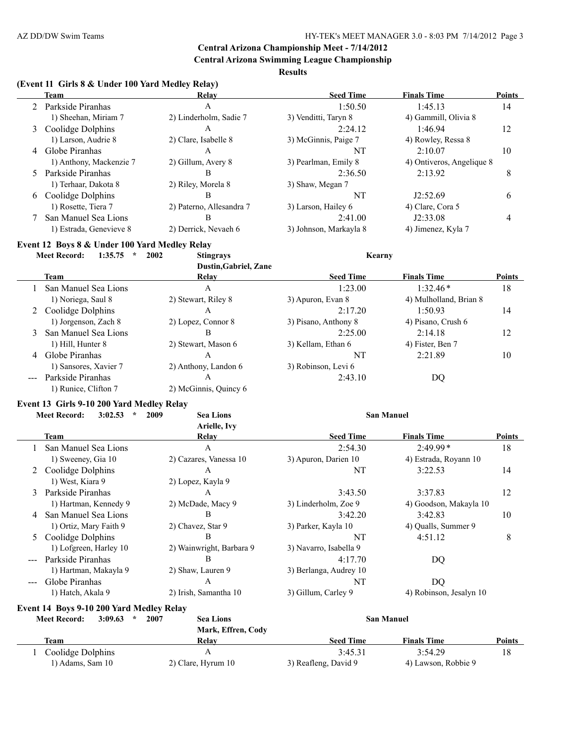## Central Arizona Championship Meet - 7/14/2012

### Central Arizona Swimming League Championship

**Results**

### (Event 11 Girls 8 & Under 100 Yard Medley Relay)

| | Team | Relay | Seed Time | Finals Time | Points |
|---|---|---|---|---|---|
| 2 | Parkside Piranhas | A | 1:50.50 | 1:45.13 | 14 |
| | 1) Sheehan, Miriam 7 | 2) Linderholm, Sadie 7 | 3) Venditti, Taryn 8 | 4) Gammill, Olivia 8 | |
| 3 | Coolidge Dolphins | A | 2:24.12 | 1:46.94 | 12 |
| | 1) Larson, Audrie 8 | 2) Clare, Isabelle 8 | 3) McGinnis, Paige 7 | 4) Rowley, Ressa 8 | |
| 4 | Globe Piranhas | A | NT | 2:10.07 | 10 |
| | 1) Anthony, Mackenzie 7 | 2) Gillum, Avery 8 | 3) Pearlman, Emily 8 | 4) Ontiveros, Angelique 8 | |
| 5 | Parkside Piranhas | B | 2:36.50 | 2:13.92 | 8 |
| | 1) Terhaar, Dakota 8 | 2) Riley, Morela 8 | 3) Shaw, Megan 7 | | |
| 6 | Coolidge Dolphins | B | NT | J2:52.69 | 6 |
| | 1) Rosette, Tiera 7 | 2) Paterno, Allesandra 7 | 3) Larson, Hailey 6 | 4) Clare, Cora 5 | |
| 7 | San Manuel Sea Lions | B | 2:41.00 | J2:33.08 | 4 |
| | 1) Estrada, Genevieve 8 | 2) Derrick, Nevaeh 6 | 3) Johnson, Markayla 8 | 4) Jimenez, Kyla 7 | |

### Event 12 Boys 8 & Under 100 Yard Medley Relay

**Meet Record: 1:35.75 * 2002 Stingrays Kearny**
**Dustin,Gabriel, Zane**

| | Team | Relay | Seed Time | Finals Time | Points |
|---|---|---|---|---|---|
| 1 | San Manuel Sea Lions | A | 1:23.00 | 1:32.46* | 18 |
| | 1) Noriega, Saul 8 | 2) Stewart, Riley 8 | 3) Apuron, Evan 8 | 4) Mulholland, Brian 8 | |
| 2 | Coolidge Dolphins | A | 2:17.20 | 1:50.93 | 14 |
| | 1) Jorgenson, Zach 8 | 2) Lopez, Connor 8 | 3) Pisano, Anthony 8 | 4) Pisano, Crush 6 | |
| 3 | San Manuel Sea Lions | B | 2:25.00 | 2:14.18 | 12 |
| | 1) Hill, Hunter 8 | 2) Stewart, Mason 6 | 3) Kellam, Ethan 6 | 4) Fister, Ben 7 | |
| 4 | Globe Piranhas | A | NT | 2:21.89 | 10 |
| | 1) Sansores, Xavier 7 | 2) Anthony, Landon 6 | 3) Robinson, Levi 6 | | |
| --- | Parkside Piranhas | A | 2:43.10 | DQ | |
| | 1) Runice, Clifton 7 | 2) McGinnis, Quincy 6 | | | |

### Event 13 Girls 9-10 200 Yard Medley Relay

**Meet Record: 3:02.53 * 2009 Sea Lions San Manuel**
**Arielle, Ivy**

| | Team | Relay | Seed Time | Finals Time | Points |
|---|---|---|---|---|---|
| 1 | San Manuel Sea Lions | A | 2:54.30 | 2:49.99* | 18 |
| | 1) Sweeney, Gia 10 | 2) Cazares, Vanessa 10 | 3) Apuron, Darien 10 | 4) Estrada, Royann 10 | |
| 2 | Coolidge Dolphins | A | NT | 3:22.53 | 14 |
| | 1) West, Kiara 9 | 2) Lopez, Kayla 9 | | | |
| 3 | Parkside Piranhas | A | 3:43.50 | 3:37.83 | 12 |
| | 1) Hartman, Kennedy 9 | 2) McDade, Macy 9 | 3) Linderholm, Zoe 9 | 4) Goodson, Makayla 10 | |
| 4 | San Manuel Sea Lions | B | 3:42.20 | 3:42.83 | 10 |
| | 1) Ortiz, Mary Faith 9 | 2) Chavez, Star 9 | 3) Parker, Kayla 10 | 4) Qualls, Summer 9 | |
| 5 | Coolidge Dolphins | B | NT | 4:51.12 | 8 |
| | 1) Lofgreen, Harley 10 | 2) Wainwright, Barbara 9 | 3) Navarro, Isabella 9 | | |
| --- | Parkside Piranhas | B | 4:17.70 | DQ | |
| | 1) Hartman, Makayla 9 | 2) Shaw, Lauren 9 | 3) Berlanga, Audrey 10 | | |
| --- | Globe Piranhas | A | NT | DQ | |
| | 1) Hatch, Akala 9 | 2) Irish, Samantha 10 | 3) Gillum, Carley 9 | 4) Robinson, Jesalyn 10 | |

### Event 14 Boys 9-10 200 Yard Medley Relay

**Meet Record: 3:09.63 * 2007 Sea Lions San Manuel**
**Mark, Effren, Cody**

| | Team | Relay | Seed Time | Finals Time | Points |
|---|---|---|---|---|---|
| 1 | Coolidge Dolphins | A | 3:45.31 | 3:54.29 | 18 |
| | 1) Adams, Sam 10 | 2) Clare, Hyrum 10 | 3) Reafleng, David 9 | 4) Lawson, Robbie 9 | |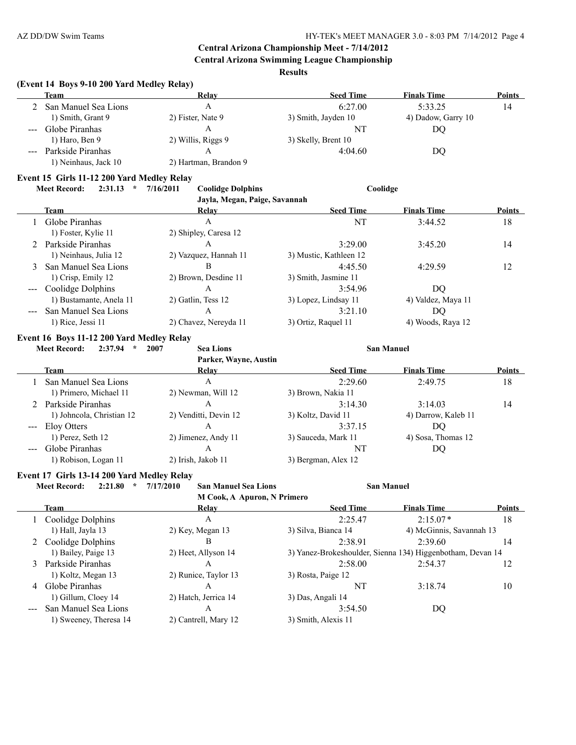## Central Arizona Championship Meet - 7/14/2012

## Central Arizona Swimming League Championship

### Results

**(Event 14 Boys 9-10 200 Yard Medley Relay)**

| | Team | Relay | Seed Time | Finals Time | Points |
|---|---|---|---|---|---|
| 2 | San Manuel Sea Lions | A | 6:27.00 | 5:33.25 | 14 |
| | 1) Smith, Grant 9 | 2) Fister, Nate 9 | 3) Smith, Jayden 10 | 4) Dadow, Garry 10 | |
| --- | Globe Piranhas | A | NT | DQ | |
| | 1) Haro, Ben 9 | 2) Willis, Riggs 9 | 3) Skelly, Brent 10 | | |
| --- | Parkside Piranhas | A | 4:04.60 | DQ | |
| | 1) Neinhaus, Jack 10 | 2) Hartman, Brandon 9 | | | |

**Event 15 Girls 11-12 200 Yard Medley Relay**

Meet Record: 2:31.13 * 7/16/2011 Coolidge Dolphins — Coolidge
Jayla, Megan, Paige, Savannah

| | Team | Relay | Seed Time | Finals Time | Points |
|---|---|---|---|---|---|
| 1 | Globe Piranhas | A | NT | 3:44.52 | 18 |
| | 1) Foster, Kylie 11 | 2) Shipley, Caresa 12 | | | |
| 2 | Parkside Piranhas | A | 3:29.00 | 3:45.20 | 14 |
| | 1) Neinhaus, Julia 12 | 2) Vazquez, Hannah 11 | 3) Mustic, Kathleen 12 | | |
| 3 | San Manuel Sea Lions | B | 4:45.50 | 4:29.59 | 12 |
| | 1) Crisp, Emily 12 | 2) Brown, Desdine 11 | 3) Smith, Jasmine 11 | | |
| --- | Coolidge Dolphins | A | 3:54.96 | DQ | |
| | 1) Bustamante, Anela 11 | 2) Gatlin, Tess 12 | 3) Lopez, Lindsay 11 | 4) Valdez, Maya 11 | |
| --- | San Manuel Sea Lions | A | 3:21.10 | DQ | |
| | 1) Rice, Jessi 11 | 2) Chavez, Nereyda 11 | 3) Ortiz, Raquel 11 | 4) Woods, Raya 12 | |

**Event 16 Boys 11-12 200 Yard Medley Relay**

Meet Record: 2:37.94 * 2007 Sea Lions — San Manuel
Parker, Wayne, Austin

| | Team | Relay | Seed Time | Finals Time | Points |
|---|---|---|---|---|---|
| 1 | San Manuel Sea Lions | A | 2:29.60 | 2:49.75 | 18 |
| | 1) Primero, Michael 11 | 2) Newman, Will 12 | 3) Brown, Nakia 11 | | |
| 2 | Parkside Piranhas | A | 3:14.30 | 3:14.03 | 14 |
| | 1) Johncola, Christian 12 | 2) Venditti, Devin 12 | 3) Koltz, David 11 | 4) Darrow, Kaleb 11 | |
| --- | Eloy Otters | A | 3:37.15 | DQ | |
| | 1) Perez, Seth 12 | 2) Jimenez, Andy 11 | 3) Sauceda, Mark 11 | 4) Sosa, Thomas 12 | |
| --- | Globe Piranhas | A | NT | DQ | |
| | 1) Robison, Logan 11 | 2) Irish, Jakob 11 | 3) Bergman, Alex 12 | | |

**Event 17 Girls 13-14 200 Yard Medley Relay**

Meet Record: 2:21.80 * 7/17/2010 San Manuel Sea Lions — San Manuel
M Cook, A Apuron, N Primero

| | Team | Relay | Seed Time | Finals Time | Points |
|---|---|---|---|---|---|
| 1 | Coolidge Dolphins | A | 2:25.47 | 2:15.07* | 18 |
| | 1) Hall, Jayla 13 | 2) Key, Megan 13 | 3) Silva, Bianca 14 | 4) McGinnis, Savannah 13 | |
| 2 | Coolidge Dolphins | B | 2:38.91 | 2:39.60 | 14 |
| | 1) Bailey, Paige 13 | 2) Heet, Allyson 14 | 3) Yanez-Brokeshoulder, Sienna 13 | 4) Higgenbotham, Devan 14 | |
| 3 | Parkside Piranhas | A | 2:58.00 | 2:54.37 | 12 |
| | 1) Koltz, Megan 13 | 2) Runice, Taylor 13 | 3) Rosta, Paige 12 | | |
| 4 | Globe Piranhas | A | NT | 3:18.74 | 10 |
| | 1) Gillum, Cloey 14 | 2) Hatch, Jerrica 14 | 3) Das, Angali 14 | | |
| --- | San Manuel Sea Lions | A | 3:54.50 | DQ | |
| | 1) Sweeney, Theresa 14 | 2) Cantrell, Mary 12 | 3) Smith, Alexis 11 | | |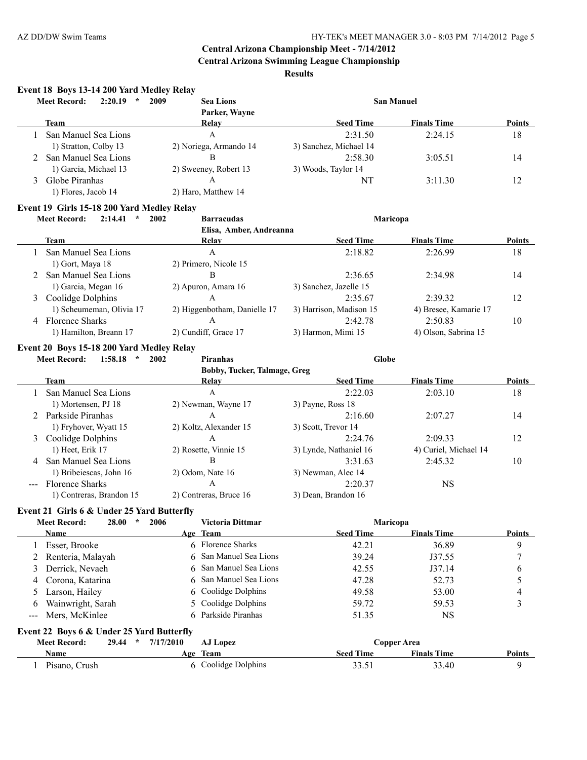**Central Arizona Championship Meet - 7/14/2012**

**Central Arizona Swimming League Championship**

**Results**

### Event 18 Boys 13-14 200 Yard Medley Relay

**Meet Record:** 2:20.19 * 2009 **Sea Lions** — Parker, Wayne — **San Manuel**

| | Team | Relay | Seed Time | Finals Time | Points |
|---|---|---|---|---|---|
| 1 | San Manuel Sea Lions | A | 2:31.50 | 2:24.15 | 18 |
| | 1) Stratton, Colby 13 | 2) Noriega, Armando 14 | 3) Sanchez, Michael 14 | | |
| 2 | San Manuel Sea Lions | B | 2:58.30 | 3:05.51 | 14 |
| | 1) Garcia, Michael 13 | 2) Sweeney, Robert 13 | 3) Woods, Taylor 14 | | |
| 3 | Globe Piranhas | A | NT | 3:11.30 | 12 |
| | 1) Flores, Jacob 14 | 2) Haro, Matthew 14 | | | |

### Event 19 Girls 15-18 200 Yard Medley Relay

**Meet Record:** 2:14.41 * 2002 **Barracudas** — Elisa, Amber, Andreanna — **Maricopa**

| | Team | Relay | Seed Time | Finals Time | Points |
|---|---|---|---|---|---|
| 1 | San Manuel Sea Lions | A | 2:18.82 | 2:26.99 | 18 |
| | 1) Gort, Maya 18 | 2) Primero, Nicole 15 | | | |
| 2 | San Manuel Sea Lions | B | 2:36.65 | 2:34.98 | 14 |
| | 1) Garcia, Megan 16 | 2) Apuron, Amara 16 | 3) Sanchez, Jazelle 15 | | |
| 3 | Coolidge Dolphins | A | 2:35.67 | 2:39.32 | 12 |
| | 1) Scheumeman, Olivia 17 | 2) Higgenbotham, Danielle 17 | 3) Harrison, Madison 15 | 4) Bresee, Kamarie 17 | |
| 4 | Florence Sharks | A | 2:42.78 | 2:50.83 | 10 |
| | 1) Hamilton, Breann 17 | 2) Cundiff, Grace 17 | 3) Harmon, Mimi 15 | 4) Olson, Sabrina 15 | |

### Event 20 Boys 15-18 200 Yard Medley Relay

**Meet Record:** 1:58.18 * 2002 **Piranhas** — Bobby, Tucker, Talmage, Greg — **Globe**

| | Team | Relay | Seed Time | Finals Time | Points |
|---|---|---|---|---|---|
| 1 | San Manuel Sea Lions | A | 2:22.03 | 2:03.10 | 18 |
| | 1) Mortensen, PJ 18 | 2) Newman, Wayne 17 | 3) Payne, Ross 18 | | |
| 2 | Parkside Piranhas | A | 2:16.60 | 2:07.27 | 14 |
| | 1) Fryhover, Wyatt 15 | 2) Koltz, Alexander 15 | 3) Scott, Trevor 14 | | |
| 3 | Coolidge Dolphins | A | 2:24.76 | 2:09.33 | 12 |
| | 1) Heet, Erik 17 | 2) Rosette, Vinnie 15 | 3) Lynde, Nathaniel 16 | 4) Curiel, Michael 14 | |
| 4 | San Manuel Sea Lions | B | 3:31.63 | 2:45.32 | 10 |
| | 1) Bribeiescas, John 16 | 2) Odom, Nate 16 | 3) Newman, Alec 14 | | |
| --- | Florence Sharks | A | 2:20.37 | NS | |
| | 1) Contreras, Brandon 15 | 2) Contreras, Bruce 16 | 3) Dean, Brandon 16 | | |

### Event 21 Girls 6 & Under 25 Yard Butterfly

**Meet Record:** 28.00 * 2006 **Victoria Dittmar** — **Maricopa**

| | Name | Age | Team | Seed Time | Finals Time | Points |
|---|---|---|---|---|---|---|
| 1 | Esser, Brooke | 6 | Florence Sharks | 42.21 | 36.89 | 9 |
| 2 | Renteria, Malayah | 6 | San Manuel Sea Lions | 39.24 | J37.55 | 7 |
| 3 | Derrick, Nevaeh | 6 | San Manuel Sea Lions | 42.55 | J37.14 | 6 |
| 4 | Corona, Katarina | 6 | San Manuel Sea Lions | 47.28 | 52.73 | 5 |
| 5 | Larson, Hailey | 6 | Coolidge Dolphins | 49.58 | 53.00 | 4 |
| 6 | Wainwright, Sarah | 5 | Coolidge Dolphins | 59.72 | 59.53 | 3 |
| --- | Mers, McKinlee | 6 | Parkside Piranhas | 51.35 | NS | |

### Event 22 Boys 6 & Under 25 Yard Butterfly

**Meet Record:** 29.44 * 7/17/2010 **AJ Lopez** — **Copper Area**

| | Name | Age | Team | Seed Time | Finals Time | Points |
|---|---|---|---|---|---|---|
| 1 | Pisano, Crush | 6 | Coolidge Dolphins | 33.51 | 33.40 | 9 |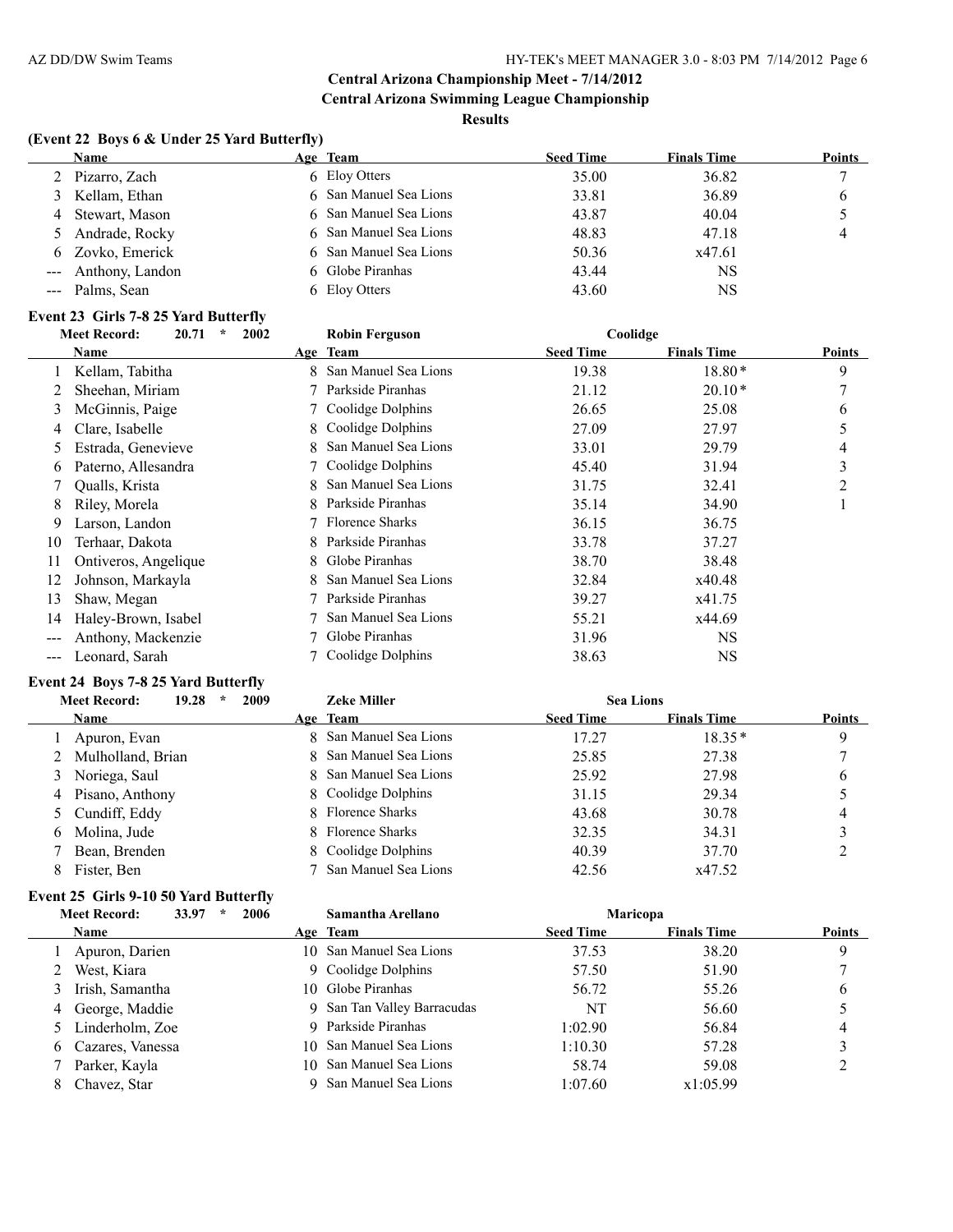# Central Arizona Championship Meet - 7/14/2012

## Central Arizona Swimming League Championship

### Results

**(Event 22 Boys 6 & Under 25 Yard Butterfly)**

| | Name | Age | Team | Seed Time | Finals Time | Points |
|---|---|---|---|---|---|---|
| 2 | Pizarro, Zach | 6 | Eloy Otters | 35.00 | 36.82 | 7 |
| 3 | Kellam, Ethan | 6 | San Manuel Sea Lions | 33.81 | 36.89 | 6 |
| 4 | Stewart, Mason | 6 | San Manuel Sea Lions | 43.87 | 40.04 | 5 |
| 5 | Andrade, Rocky | 6 | San Manuel Sea Lions | 48.83 | 47.18 | 4 |
| 6 | Zovko, Emerick | 6 | San Manuel Sea Lions | 50.36 | x47.61 | |
| --- | Anthony, Landon | 6 | Globe Piranhas | 43.44 | NS | |
| --- | Palms, Sean | 6 | Eloy Otters | 43.60 | NS | |

**Event 23 Girls 7-8 25 Yard Butterfly**

Meet Record: 20.71 * 2002 Robin Ferguson Coolidge

| | Name | Age | Team | Seed Time | Finals Time | Points |
|---|---|---|---|---|---|---|
| 1 | Kellam, Tabitha | 8 | San Manuel Sea Lions | 19.38 | 18.80* | 9 |
| 2 | Sheehan, Miriam | 7 | Parkside Piranhas | 21.12 | 20.10* | 7 |
| 3 | McGinnis, Paige | 7 | Coolidge Dolphins | 26.65 | 25.08 | 6 |
| 4 | Clare, Isabelle | 8 | Coolidge Dolphins | 27.09 | 27.97 | 5 |
| 5 | Estrada, Genevieve | 8 | San Manuel Sea Lions | 33.01 | 29.79 | 4 |
| 6 | Paterno, Allesandra | 7 | Coolidge Dolphins | 45.40 | 31.94 | 3 |
| 7 | Qualls, Krista | 8 | San Manuel Sea Lions | 31.75 | 32.41 | 2 |
| 8 | Riley, Morela | 8 | Parkside Piranhas | 35.14 | 34.90 | 1 |
| 9 | Larson, Landon | 7 | Florence Sharks | 36.15 | 36.75 | |
| 10 | Terhaar, Dakota | 8 | Parkside Piranhas | 33.78 | 37.27 | |
| 11 | Ontiveros, Angelique | 8 | Globe Piranhas | 38.70 | 38.48 | |
| 12 | Johnson, Markayla | 8 | San Manuel Sea Lions | 32.84 | x40.48 | |
| 13 | Shaw, Megan | 7 | Parkside Piranhas | 39.27 | x41.75 | |
| 14 | Haley-Brown, Isabel | 7 | San Manuel Sea Lions | 55.21 | x44.69 | |
| --- | Anthony, Mackenzie | 7 | Globe Piranhas | 31.96 | NS | |
| --- | Leonard, Sarah | 7 | Coolidge Dolphins | 38.63 | NS | |

**Event 24 Boys 7-8 25 Yard Butterfly**

Meet Record: 19.28 * 2009 Zeke Miller Sea Lions

| | Name | Age | Team | Seed Time | Finals Time | Points |
|---|---|---|---|---|---|---|
| 1 | Apuron, Evan | 8 | San Manuel Sea Lions | 17.27 | 18.35* | 9 |
| 2 | Mulholland, Brian | 8 | San Manuel Sea Lions | 25.85 | 27.38 | 7 |
| 3 | Noriega, Saul | 8 | San Manuel Sea Lions | 25.92 | 27.98 | 6 |
| 4 | Pisano, Anthony | 8 | Coolidge Dolphins | 31.15 | 29.34 | 5 |
| 5 | Cundiff, Eddy | 8 | Florence Sharks | 43.68 | 30.78 | 4 |
| 6 | Molina, Jude | 8 | Florence Sharks | 32.35 | 34.31 | 3 |
| 7 | Bean, Brenden | 8 | Coolidge Dolphins | 40.39 | 37.70 | 2 |
| 8 | Fister, Ben | 7 | San Manuel Sea Lions | 42.56 | x47.52 | |

**Event 25 Girls 9-10 50 Yard Butterfly**

Meet Record: 33.97 * 2006 Samantha Arellano Maricopa

| | Name | Age | Team | Seed Time | Finals Time | Points |
|---|---|---|---|---|---|---|
| 1 | Apuron, Darien | 10 | San Manuel Sea Lions | 37.53 | 38.20 | 9 |
| 2 | West, Kiara | 9 | Coolidge Dolphins | 57.50 | 51.90 | 7 |
| 3 | Irish, Samantha | 10 | Globe Piranhas | 56.72 | 55.26 | 6 |
| 4 | George, Maddie | 9 | San Tan Valley Barracudas | NT | 56.60 | 5 |
| 5 | Linderholm, Zoe | 9 | Parkside Piranhas | 1:02.90 | 56.84 | 4 |
| 6 | Cazares, Vanessa | 10 | San Manuel Sea Lions | 1:10.30 | 57.28 | 3 |
| 7 | Parker, Kayla | 10 | San Manuel Sea Lions | 58.74 | 59.08 | 2 |
| 8 | Chavez, Star | 9 | San Manuel Sea Lions | 1:07.60 | x1:05.99 | |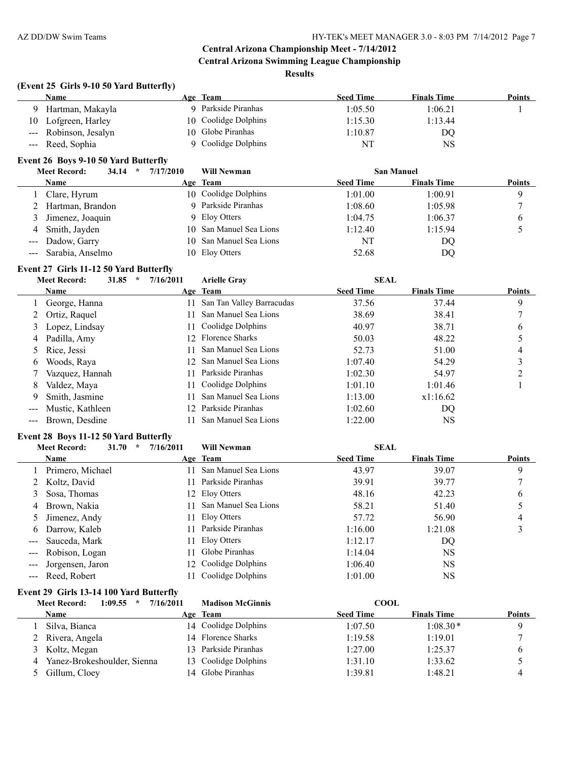## Central Arizona Championship Meet - 7/14/2012

## Central Arizona Swimming League Championship

### Results

**(Event 25 Girls 9-10 50 Yard Butterfly)**

| | Name | Age | Team | Seed Time | Finals Time | Points |
|---|---|---|---|---|---|---|
| 9 | Hartman, Makayla | 9 | Parkside Piranhas | 1:05.50 | 1:06.21 | 1 |
| 10 | Lofgreen, Harley | 10 | Coolidge Dolphins | 1:15.30 | 1:13.44 | |
| --- | Robinson, Jesalyn | 10 | Globe Piranhas | 1:10.87 | DQ | |
| --- | Reed, Sophia | 9 | Coolidge Dolphins | NT | NS | |

**Event 26 Boys 9-10 50 Yard Butterfly**

Meet Record: 34.14 * 7/17/2010 Will Newman San Manuel

| | Name | Age | Team | Seed Time | Finals Time | Points |
|---|---|---|---|---|---|---|
| 1 | Clare, Hyrum | 10 | Coolidge Dolphins | 1:01.00 | 1:00.91 | 9 |
| 2 | Hartman, Brandon | 9 | Parkside Piranhas | 1:08.60 | 1:05.98 | 7 |
| 3 | Jimenez, Joaquin | 9 | Eloy Otters | 1:04.75 | 1:06.37 | 6 |
| 4 | Smith, Jayden | 10 | San Manuel Sea Lions | 1:12.40 | 1:15.94 | 5 |
| --- | Dadow, Garry | 10 | San Manuel Sea Lions | NT | DQ | |
| --- | Sarabia, Anselmo | 10 | Eloy Otters | 52.68 | DQ | |

**Event 27 Girls 11-12 50 Yard Butterfly**

Meet Record: 31.85 * 7/16/2011 Arielle Gray SEAL

| | Name | Age | Team | Seed Time | Finals Time | Points |
|---|---|---|---|---|---|---|
| 1 | George, Hanna | 11 | San Tan Valley Barracudas | 37.56 | 37.44 | 9 |
| 2 | Ortiz, Raquel | 11 | San Manuel Sea Lions | 38.69 | 38.41 | 7 |
| 3 | Lopez, Lindsay | 11 | Coolidge Dolphins | 40.97 | 38.71 | 6 |
| 4 | Padilla, Amy | 12 | Florence Sharks | 50.03 | 48.22 | 5 |
| 5 | Rice, Jessi | 11 | San Manuel Sea Lions | 52.73 | 51.00 | 4 |
| 6 | Woods, Raya | 12 | San Manuel Sea Lions | 1:07.40 | 54.29 | 3 |
| 7 | Vazquez, Hannah | 11 | Parkside Piranhas | 1:02.30 | 54.97 | 2 |
| 8 | Valdez, Maya | 11 | Coolidge Dolphins | 1:01.10 | 1:01.46 | 1 |
| 9 | Smith, Jasmine | 11 | San Manuel Sea Lions | 1:13.00 | x1:16.62 | |
| --- | Mustic, Kathleen | 12 | Parkside Piranhas | 1:02.60 | DQ | |
| --- | Brown, Desdine | 11 | San Manuel Sea Lions | 1:22.00 | NS | |

**Event 28 Boys 11-12 50 Yard Butterfly**

Meet Record: 31.70 * 7/16/2011 Will Newman SEAL

| | Name | Age | Team | Seed Time | Finals Time | Points |
|---|---|---|---|---|---|---|
| 1 | Primero, Michael | 11 | San Manuel Sea Lions | 43.97 | 39.07 | 9 |
| 2 | Koltz, David | 11 | Parkside Piranhas | 39.91 | 39.77 | 7 |
| 3 | Sosa, Thomas | 12 | Eloy Otters | 48.16 | 42.23 | 6 |
| 4 | Brown, Nakia | 11 | San Manuel Sea Lions | 58.21 | 51.40 | 5 |
| 5 | Jimenez, Andy | 11 | Eloy Otters | 57.72 | 56.90 | 4 |
| 6 | Darrow, Kaleb | 11 | Parkside Piranhas | 1:16.00 | 1:21.08 | 3 |
| --- | Sauceda, Mark | 11 | Eloy Otters | 1:12.17 | DQ | |
| --- | Robison, Logan | 11 | Globe Piranhas | 1:14.04 | NS | |
| --- | Jorgensen, Jaron | 12 | Coolidge Dolphins | 1:06.40 | NS | |
| --- | Reed, Robert | 11 | Coolidge Dolphins | 1:01.00 | NS | |

**Event 29 Girls 13-14 100 Yard Butterfly**

Meet Record: 1:09.55 * 7/16/2011 Madison McGinnis COOL

| | Name | Age | Team | Seed Time | Finals Time | Points |
|---|---|---|---|---|---|---|
| 1 | Silva, Bianca | 14 | Coolidge Dolphins | 1:07.50 | 1:08.30* | 9 |
| 2 | Rivera, Angela | 14 | Florence Sharks | 1:19.58 | 1:19.01 | 7 |
| 3 | Koltz, Megan | 13 | Parkside Piranhas | 1:27.00 | 1:25.37 | 6 |
| 4 | Yanez-Brokeshoulder, Sienna | 13 | Coolidge Dolphins | 1:31.10 | 1:33.62 | 5 |
| 5 | Gillum, Cloey | 14 | Globe Piranhas | 1:39.81 | 1:48.21 | 4 |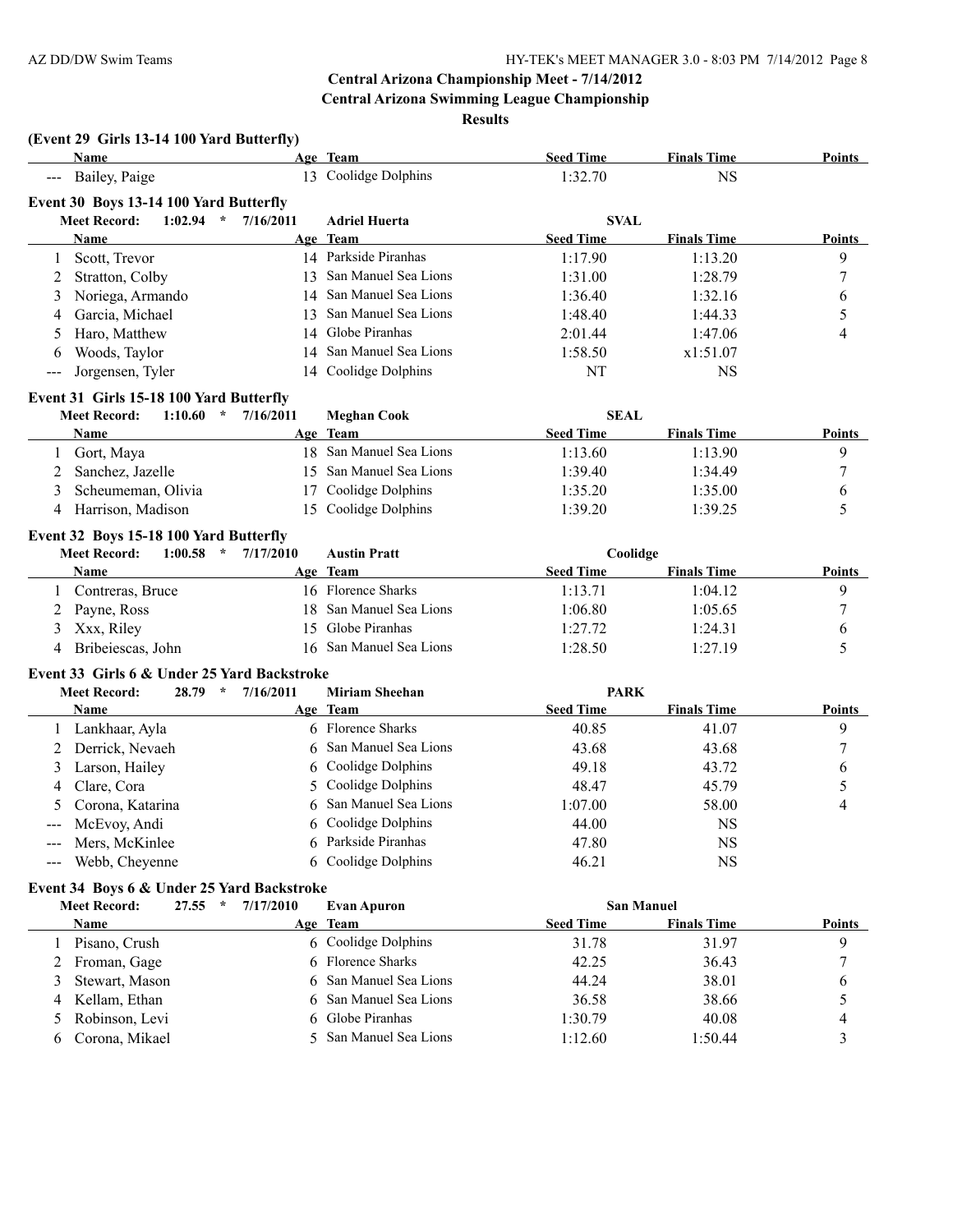## Central Arizona Championship Meet - 7/14/2012

## Central Arizona Swimming League Championship

### Results

**(Event 29 Girls 13-14 100 Yard Butterfly)**

| | Name | Age | Team | Seed Time | Finals Time | Points |
|---|---|---|---|---|---|---|
| --- | Bailey, Paige | 13 | Coolidge Dolphins | 1:32.70 | NS | |

**Event 30 Boys 13-14 100 Yard Butterfly**

Meet Record: 1:02.94 * 7/16/2011 Adriel Huerta SVAL

| | Name | Age | Team | Seed Time | Finals Time | Points |
|---|---|---|---|---|---|---|
| 1 | Scott, Trevor | 14 | Parkside Piranhas | 1:17.90 | 1:13.20 | 9 |
| 2 | Stratton, Colby | 13 | San Manuel Sea Lions | 1:31.00 | 1:28.79 | 7 |
| 3 | Noriega, Armando | 14 | San Manuel Sea Lions | 1:36.40 | 1:32.16 | 6 |
| 4 | Garcia, Michael | 13 | San Manuel Sea Lions | 1:48.40 | 1:44.33 | 5 |
| 5 | Haro, Matthew | 14 | Globe Piranhas | 2:01.44 | 1:47.06 | 4 |
| 6 | Woods, Taylor | 14 | San Manuel Sea Lions | 1:58.50 | x1:51.07 | |
| --- | Jorgensen, Tyler | 14 | Coolidge Dolphins | NT | NS | |

**Event 31 Girls 15-18 100 Yard Butterfly**

Meet Record: 1:10.60 * 7/16/2011 Meghan Cook SEAL

| | Name | Age | Team | Seed Time | Finals Time | Points |
|---|---|---|---|---|---|---|
| 1 | Gort, Maya | 18 | San Manuel Sea Lions | 1:13.60 | 1:13.90 | 9 |
| 2 | Sanchez, Jazelle | 15 | San Manuel Sea Lions | 1:39.40 | 1:34.49 | 7 |
| 3 | Scheumeman, Olivia | 17 | Coolidge Dolphins | 1:35.20 | 1:35.00 | 6 |
| 4 | Harrison, Madison | 15 | Coolidge Dolphins | 1:39.20 | 1:39.25 | 5 |

**Event 32 Boys 15-18 100 Yard Butterfly**

Meet Record: 1:00.58 * 7/17/2010 Austin Pratt Coolidge

| | Name | Age | Team | Seed Time | Finals Time | Points |
|---|---|---|---|---|---|---|
| 1 | Contreras, Bruce | 16 | Florence Sharks | 1:13.71 | 1:04.12 | 9 |
| 2 | Payne, Ross | 18 | San Manuel Sea Lions | 1:06.80 | 1:05.65 | 7 |
| 3 | Xxx, Riley | 15 | Globe Piranhas | 1:27.72 | 1:24.31 | 6 |
| 4 | Bribeiescas, John | 16 | San Manuel Sea Lions | 1:28.50 | 1:27.19 | 5 |

**Event 33 Girls 6 & Under 25 Yard Backstroke**

Meet Record: 28.79 * 7/16/2011 Miriam Sheehan PARK

| | Name | Age | Team | Seed Time | Finals Time | Points |
|---|---|---|---|---|---|---|
| 1 | Lankhaar, Ayla | 6 | Florence Sharks | 40.85 | 41.07 | 9 |
| 2 | Derrick, Nevaeh | 6 | San Manuel Sea Lions | 43.68 | 43.68 | 7 |
| 3 | Larson, Hailey | 6 | Coolidge Dolphins | 49.18 | 43.72 | 6 |
| 4 | Clare, Cora | 5 | Coolidge Dolphins | 48.47 | 45.79 | 5 |
| 5 | Corona, Katarina | 6 | San Manuel Sea Lions | 1:07.00 | 58.00 | 4 |
| --- | McEvoy, Andi | 6 | Coolidge Dolphins | 44.00 | NS | |
| --- | Mers, McKinlee | 6 | Parkside Piranhas | 47.80 | NS | |
| --- | Webb, Cheyenne | 6 | Coolidge Dolphins | 46.21 | NS | |

**Event 34 Boys 6 & Under 25 Yard Backstroke**

Meet Record: 27.55 * 7/17/2010 Evan Apuron San Manuel

| | Name | Age | Team | Seed Time | Finals Time | Points |
|---|---|---|---|---|---|---|
| 1 | Pisano, Crush | 6 | Coolidge Dolphins | 31.78 | 31.97 | 9 |
| 2 | Froman, Gage | 6 | Florence Sharks | 42.25 | 36.43 | 7 |
| 3 | Stewart, Mason | 6 | San Manuel Sea Lions | 44.24 | 38.01 | 6 |
| 4 | Kellam, Ethan | 6 | San Manuel Sea Lions | 36.58 | 38.66 | 5 |
| 5 | Robinson, Levi | 6 | Globe Piranhas | 1:30.79 | 40.08 | 4 |
| 6 | Corona, Mikael | 5 | San Manuel Sea Lions | 1:12.60 | 1:50.44 | 3 |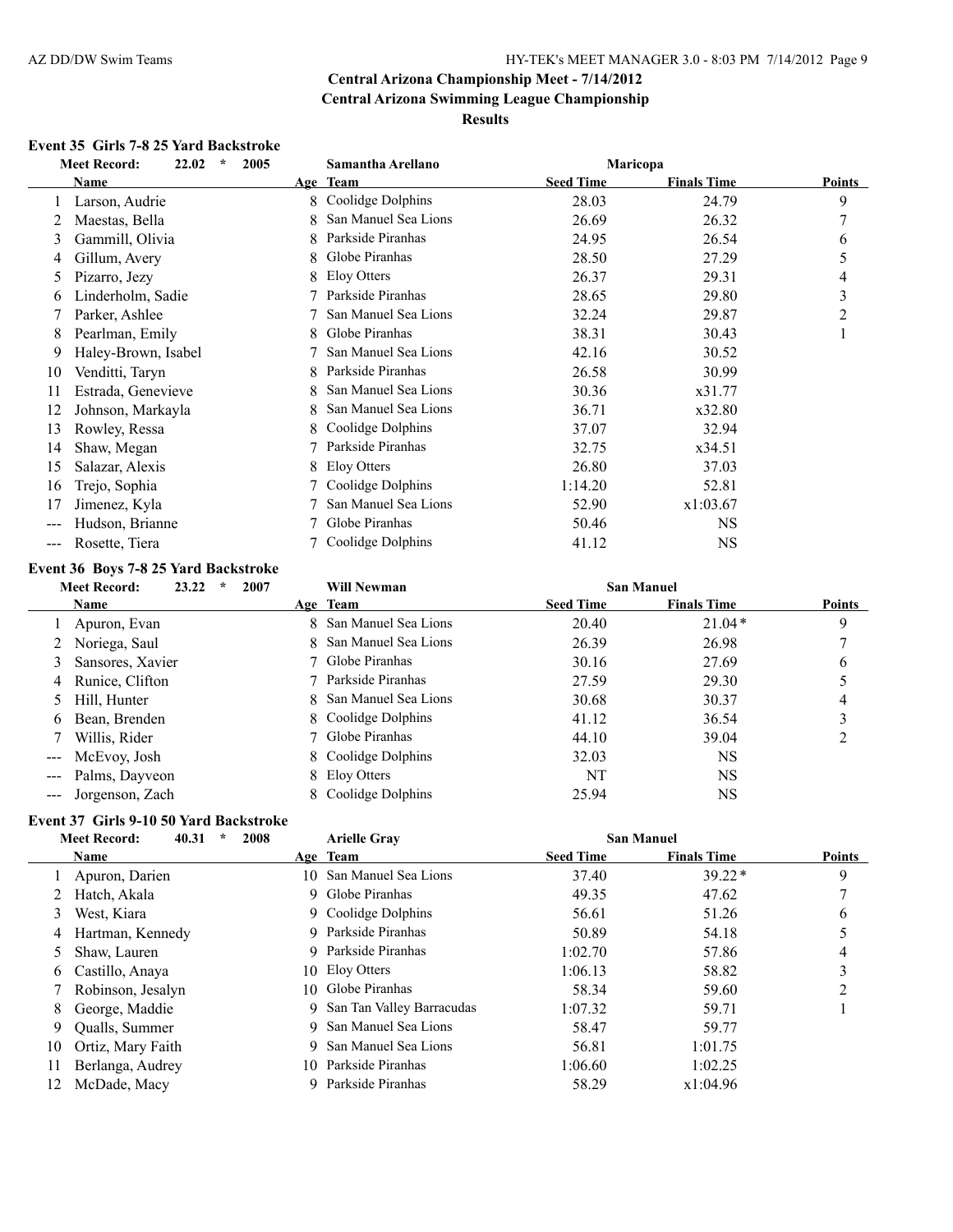# Central Arizona Championship Meet - 7/14/2012

## Central Arizona Swimming League Championship

### Results

**Event 35 Girls 7-8 25 Yard Backstroke**

Meet Record: 22.02 * 2005 Samantha Arellano Maricopa

| | Name | Age | Team | Seed Time | Finals Time | Points |
|---|---|---|---|---|---|---|
| 1 | Larson, Audrie | 8 | Coolidge Dolphins | 28.03 | 24.79 | 9 |
| 2 | Maestas, Bella | 8 | San Manuel Sea Lions | 26.69 | 26.32 | 7 |
| 3 | Gammill, Olivia | 8 | Parkside Piranhas | 24.95 | 26.54 | 6 |
| 4 | Gillum, Avery | 8 | Globe Piranhas | 28.50 | 27.29 | 5 |
| 5 | Pizarro, Jezy | 8 | Eloy Otters | 26.37 | 29.31 | 4 |
| 6 | Linderholm, Sadie | 7 | Parkside Piranhas | 28.65 | 29.80 | 3 |
| 7 | Parker, Ashlee | 7 | San Manuel Sea Lions | 32.24 | 29.87 | 2 |
| 8 | Pearlman, Emily | 8 | Globe Piranhas | 38.31 | 30.43 | 1 |
| 9 | Haley-Brown, Isabel | 7 | San Manuel Sea Lions | 42.16 | 30.52 | |
| 10 | Venditti, Taryn | 8 | Parkside Piranhas | 26.58 | 30.99 | |
| 11 | Estrada, Genevieve | 8 | San Manuel Sea Lions | 30.36 | x31.77 | |
| 12 | Johnson, Markayla | 8 | San Manuel Sea Lions | 36.71 | x32.80 | |
| 13 | Rowley, Ressa | 8 | Coolidge Dolphins | 37.07 | 32.94 | |
| 14 | Shaw, Megan | 7 | Parkside Piranhas | 32.75 | x34.51 | |
| 15 | Salazar, Alexis | 8 | Eloy Otters | 26.80 | 37.03 | |
| 16 | Trejo, Sophia | 7 | Coolidge Dolphins | 1:14.20 | 52.81 | |
| 17 | Jimenez, Kyla | 7 | San Manuel Sea Lions | 52.90 | x1:03.67 | |
| --- | Hudson, Brianne | 7 | Globe Piranhas | 50.46 | NS | |
| --- | Rosette, Tiera | 7 | Coolidge Dolphins | 41.12 | NS | |

**Event 36 Boys 7-8 25 Yard Backstroke**

Meet Record: 23.22 * 2007 Will Newman San Manuel

| | Name | Age | Team | Seed Time | Finals Time | Points |
|---|---|---|---|---|---|---|
| 1 | Apuron, Evan | 8 | San Manuel Sea Lions | 20.40 | 21.04* | 9 |
| 2 | Noriega, Saul | 8 | San Manuel Sea Lions | 26.39 | 26.98 | 7 |
| 3 | Sansores, Xavier | 7 | Globe Piranhas | 30.16 | 27.69 | 6 |
| 4 | Runice, Clifton | 7 | Parkside Piranhas | 27.59 | 29.30 | 5 |
| 5 | Hill, Hunter | 8 | San Manuel Sea Lions | 30.68 | 30.37 | 4 |
| 6 | Bean, Brenden | 8 | Coolidge Dolphins | 41.12 | 36.54 | 3 |
| 7 | Willis, Rider | 7 | Globe Piranhas | 44.10 | 39.04 | 2 |
| --- | McEvoy, Josh | 8 | Coolidge Dolphins | 32.03 | NS | |
| --- | Palms, Dayveon | 8 | Eloy Otters | NT | NS | |
| --- | Jorgenson, Zach | 8 | Coolidge Dolphins | 25.94 | NS | |

**Event 37 Girls 9-10 50 Yard Backstroke**

Meet Record: 40.31 * 2008 Arielle Gray San Manuel

| | Name | Age | Team | Seed Time | Finals Time | Points |
|---|---|---|---|---|---|---|
| 1 | Apuron, Darien | 10 | San Manuel Sea Lions | 37.40 | 39.22* | 9 |
| 2 | Hatch, Akala | 9 | Globe Piranhas | 49.35 | 47.62 | 7 |
| 3 | West, Kiara | 9 | Coolidge Dolphins | 56.61 | 51.26 | 6 |
| 4 | Hartman, Kennedy | 9 | Parkside Piranhas | 50.89 | 54.18 | 5 |
| 5 | Shaw, Lauren | 9 | Parkside Piranhas | 1:02.70 | 57.86 | 4 |
| 6 | Castillo, Anaya | 10 | Eloy Otters | 1:06.13 | 58.82 | 3 |
| 7 | Robinson, Jesalyn | 10 | Globe Piranhas | 58.34 | 59.60 | 2 |
| 8 | George, Maddie | 9 | San Tan Valley Barracudas | 1:07.32 | 59.71 | 1 |
| 9 | Qualls, Summer | 9 | San Manuel Sea Lions | 58.47 | 59.77 | |
| 10 | Ortiz, Mary Faith | 9 | San Manuel Sea Lions | 56.81 | 1:01.75 | |
| 11 | Berlanga, Audrey | 10 | Parkside Piranhas | 1:06.60 | 1:02.25 | |
| 12 | McDade, Macy | 9 | Parkside Piranhas | 58.29 | x1:04.96 | |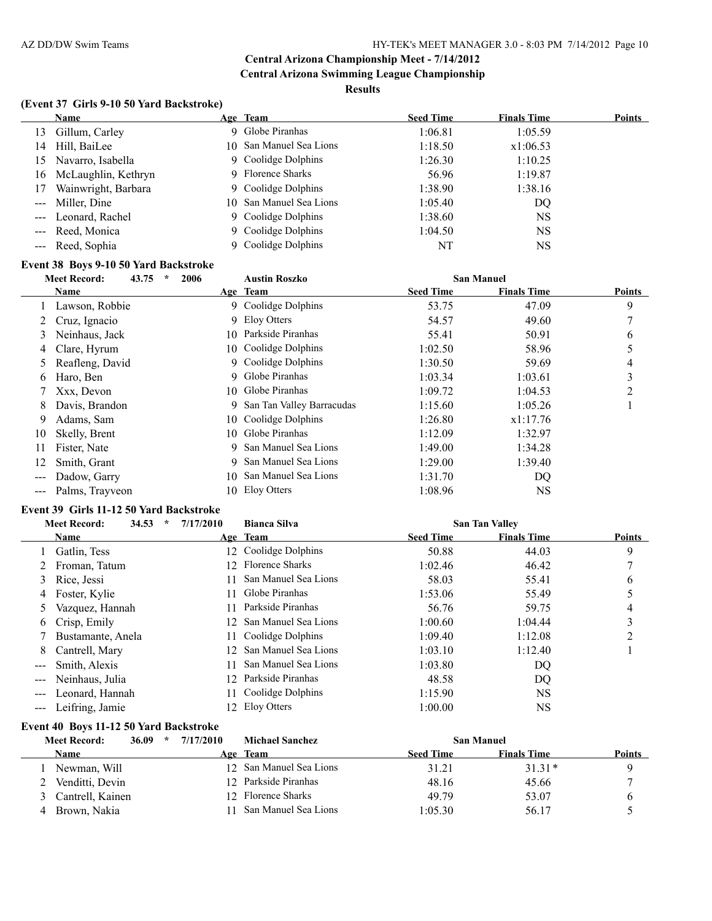## Central Arizona Championship Meet - 7/14/2012

## Central Arizona Swimming League Championship

### Results

### (Event 37 Girls 9-10 50 Yard Backstroke)

| | Name | Age | Team | Seed Time | Finals Time | Points |
|---|---|---|---|---|---|---|
| 13 | Gillum, Carley | 9 | Globe Piranhas | 1:06.81 | 1:05.59 | |
| 14 | Hill, BaiLee | 10 | San Manuel Sea Lions | 1:18.50 | x1:06.53 | |
| 15 | Navarro, Isabella | 9 | Coolidge Dolphins | 1:26.30 | 1:10.25 | |
| 16 | McLaughlin, Kethryn | 9 | Florence Sharks | 56.96 | 1:19.87 | |
| 17 | Wainwright, Barbara | 9 | Coolidge Dolphins | 1:38.90 | 1:38.16 | |
| --- | Miller, Dine | 10 | San Manuel Sea Lions | 1:05.40 | DQ | |
| --- | Leonard, Rachel | 9 | Coolidge Dolphins | 1:38.60 | NS | |
| --- | Reed, Monica | 9 | Coolidge Dolphins | 1:04.50 | NS | |
| --- | Reed, Sophia | 9 | Coolidge Dolphins | NT | NS | |

### Event 38 Boys 9-10 50 Yard Backstroke

Meet Record: 43.75 * 2006 Austin Roszko San Manuel

| | Name | Age | Team | Seed Time | Finals Time | Points |
|---|---|---|---|---|---|---|
| 1 | Lawson, Robbie | 9 | Coolidge Dolphins | 53.75 | 47.09 | 9 |
| 2 | Cruz, Ignacio | 9 | Eloy Otters | 54.57 | 49.60 | 7 |
| 3 | Neinhaus, Jack | 10 | Parkside Piranhas | 55.41 | 50.91 | 6 |
| 4 | Clare, Hyrum | 10 | Coolidge Dolphins | 1:02.50 | 58.96 | 5 |
| 5 | Reafleng, David | 9 | Coolidge Dolphins | 1:30.50 | 59.69 | 4 |
| 6 | Haro, Ben | 9 | Globe Piranhas | 1:03.34 | 1:03.61 | 3 |
| 7 | Xxx, Devon | 10 | Globe Piranhas | 1:09.72 | 1:04.53 | 2 |
| 8 | Davis, Brandon | 9 | San Tan Valley Barracudas | 1:15.60 | 1:05.26 | 1 |
| 9 | Adams, Sam | 10 | Coolidge Dolphins | 1:26.80 | x1:17.76 | |
| 10 | Skelly, Brent | 10 | Globe Piranhas | 1:12.09 | 1:32.97 | |
| 11 | Fister, Nate | 9 | San Manuel Sea Lions | 1:49.00 | 1:34.28 | |
| 12 | Smith, Grant | 9 | San Manuel Sea Lions | 1:29.00 | 1:39.40 | |
| --- | Dadow, Garry | 10 | San Manuel Sea Lions | 1:31.70 | DQ | |
| --- | Palms, Trayveon | 10 | Eloy Otters | 1:08.96 | NS | |

### Event 39 Girls 11-12 50 Yard Backstroke

Meet Record: 34.53 * 7/17/2010 Bianca Silva San Tan Valley

| | Name | Age | Team | Seed Time | Finals Time | Points |
|---|---|---|---|---|---|---|
| 1 | Gatlin, Tess | 12 | Coolidge Dolphins | 50.88 | 44.03 | 9 |
| 2 | Froman, Tatum | 12 | Florence Sharks | 1:02.46 | 46.42 | 7 |
| 3 | Rice, Jessi | 11 | San Manuel Sea Lions | 58.03 | 55.41 | 6 |
| 4 | Foster, Kylie | 11 | Globe Piranhas | 1:53.06 | 55.49 | 5 |
| 5 | Vazquez, Hannah | 11 | Parkside Piranhas | 56.76 | 59.75 | 4 |
| 6 | Crisp, Emily | 12 | San Manuel Sea Lions | 1:00.60 | 1:04.44 | 3 |
| 7 | Bustamante, Anela | 11 | Coolidge Dolphins | 1:09.40 | 1:12.08 | 2 |
| 8 | Cantrell, Mary | 12 | San Manuel Sea Lions | 1:03.10 | 1:12.40 | 1 |
| --- | Smith, Alexis | 11 | San Manuel Sea Lions | 1:03.80 | DQ | |
| --- | Neinhaus, Julia | 12 | Parkside Piranhas | 48.58 | DQ | |
| --- | Leonard, Hannah | 11 | Coolidge Dolphins | 1:15.90 | NS | |
| --- | Leifring, Jamie | 12 | Eloy Otters | 1:00.00 | NS | |

### Event 40 Boys 11-12 50 Yard Backstroke

Meet Record: 36.09 * 7/17/2010 Michael Sanchez San Manuel

| | Name | Age | Team | Seed Time | Finals Time | Points |
|---|---|---|---|---|---|---|
| 1 | Newman, Will | 12 | San Manuel Sea Lions | 31.21 | 31.31 * | 9 |
| 2 | Venditti, Devin | 12 | Parkside Piranhas | 48.16 | 45.66 | 7 |
| 3 | Cantrell, Kainen | 12 | Florence Sharks | 49.79 | 53.07 | 6 |
| 4 | Brown, Nakia | 11 | San Manuel Sea Lions | 1:05.30 | 56.17 | 5 |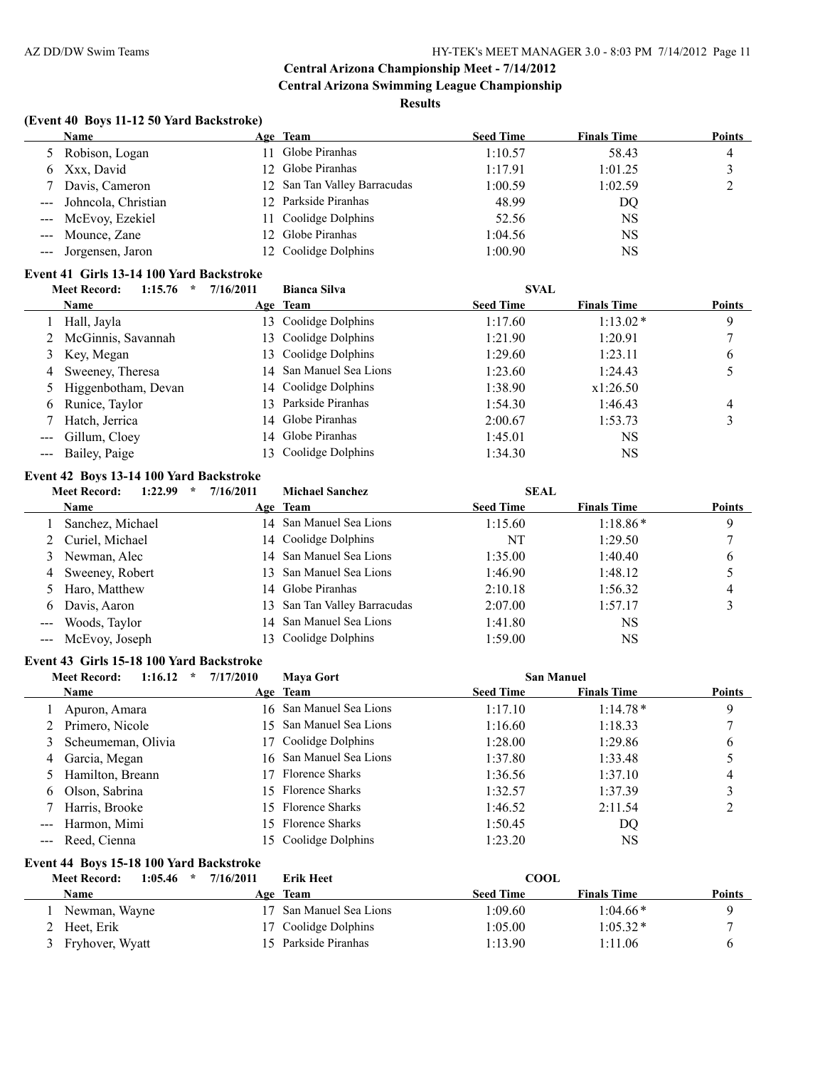# Central Arizona Championship Meet - 7/14/2012

## Central Arizona Swimming League Championship

### Results

#### (Event 40 Boys 11-12 50 Yard Backstroke)

| | Name | Age | Team | Seed Time | Finals Time | Points |
|---|---|---|---|---|---|---|
| 5 | Robison, Logan | 11 | Globe Piranhas | 1:10.57 | 58.43 | 4 |
| 6 | Xxx, David | 12 | Globe Piranhas | 1:17.91 | 1:01.25 | 3 |
| 7 | Davis, Cameron | 12 | San Tan Valley Barracudas | 1:00.59 | 1:02.59 | 2 |
| --- | Johncola, Christian | 12 | Parkside Piranhas | 48.99 | DQ | |
| --- | McEvoy, Ezekiel | 11 | Coolidge Dolphins | 52.56 | NS | |
| --- | Mounce, Zane | 12 | Globe Piranhas | 1:04.56 | NS | |
| --- | Jorgensen, Jaron | 12 | Coolidge Dolphins | 1:00.90 | NS | |

#### Event 41 Girls 13-14 100 Yard Backstroke

Meet Record: 1:15.76 * 7/16/2011 Bianca Silva SVAL

| | Name | Age | Team | Seed Time | Finals Time | Points |
|---|---|---|---|---|---|---|
| 1 | Hall, Jayla | 13 | Coolidge Dolphins | 1:17.60 | 1:13.02* | 9 |
| 2 | McGinnis, Savannah | 13 | Coolidge Dolphins | 1:21.90 | 1:20.91 | 7 |
| 3 | Key, Megan | 13 | Coolidge Dolphins | 1:29.60 | 1:23.11 | 6 |
| 4 | Sweeney, Theresa | 14 | San Manuel Sea Lions | 1:23.60 | 1:24.43 | 5 |
| 5 | Higgenbotham, Devan | 14 | Coolidge Dolphins | 1:38.90 | x1:26.50 | |
| 6 | Runice, Taylor | 13 | Parkside Piranhas | 1:54.30 | 1:46.43 | 4 |
| 7 | Hatch, Jerrica | 14 | Globe Piranhas | 2:00.67 | 1:53.73 | 3 |
| --- | Gillum, Cloey | 14 | Globe Piranhas | 1:45.01 | NS | |
| --- | Bailey, Paige | 13 | Coolidge Dolphins | 1:34.30 | NS | |

#### Event 42 Boys 13-14 100 Yard Backstroke

Meet Record: 1:22.99 * 7/16/2011 Michael Sanchez SEAL

| | Name | Age | Team | Seed Time | Finals Time | Points |
|---|---|---|---|---|---|---|
| 1 | Sanchez, Michael | 14 | San Manuel Sea Lions | 1:15.60 | 1:18.86* | 9 |
| 2 | Curiel, Michael | 14 | Coolidge Dolphins | NT | 1:29.50 | 7 |
| 3 | Newman, Alec | 14 | San Manuel Sea Lions | 1:35.00 | 1:40.40 | 6 |
| 4 | Sweeney, Robert | 13 | San Manuel Sea Lions | 1:46.90 | 1:48.12 | 5 |
| 5 | Haro, Matthew | 14 | Globe Piranhas | 2:10.18 | 1:56.32 | 4 |
| 6 | Davis, Aaron | 13 | San Tan Valley Barracudas | 2:07.00 | 1:57.17 | 3 |
| --- | Woods, Taylor | 14 | San Manuel Sea Lions | 1:41.80 | NS | |
| --- | McEvoy, Joseph | 13 | Coolidge Dolphins | 1:59.00 | NS | |

#### Event 43 Girls 15-18 100 Yard Backstroke

Meet Record: 1:16.12 * 7/17/2010 Maya Gort San Manuel

| | Name | Age | Team | Seed Time | Finals Time | Points |
|---|---|---|---|---|---|---|
| 1 | Apuron, Amara | 16 | San Manuel Sea Lions | 1:17.10 | 1:14.78* | 9 |
| 2 | Primero, Nicole | 15 | San Manuel Sea Lions | 1:16.60 | 1:18.33 | 7 |
| 3 | Scheumeman, Olivia | 17 | Coolidge Dolphins | 1:28.00 | 1:29.86 | 6 |
| 4 | Garcia, Megan | 16 | San Manuel Sea Lions | 1:37.80 | 1:33.48 | 5 |
| 5 | Hamilton, Breann | 17 | Florence Sharks | 1:36.56 | 1:37.10 | 4 |
| 6 | Olson, Sabrina | 15 | Florence Sharks | 1:32.57 | 1:37.39 | 3 |
| 7 | Harris, Brooke | 15 | Florence Sharks | 1:46.52 | 2:11.54 | 2 |
| --- | Harmon, Mimi | 15 | Florence Sharks | 1:50.45 | DQ | |
| --- | Reed, Cienna | 15 | Coolidge Dolphins | 1:23.20 | NS | |

#### Event 44 Boys 15-18 100 Yard Backstroke

Meet Record: 1:05.46 * 7/16/2011 Erik Heet COOL

| | Name | Age | Team | Seed Time | Finals Time | Points |
|---|---|---|---|---|---|---|
| 1 | Newman, Wayne | 17 | San Manuel Sea Lions | 1:09.60 | 1:04.66* | 9 |
| 2 | Heet, Erik | 17 | Coolidge Dolphins | 1:05.00 | 1:05.32* | 7 |
| 3 | Fryhover, Wyatt | 15 | Parkside Piranhas | 1:13.90 | 1:11.06 | 6 |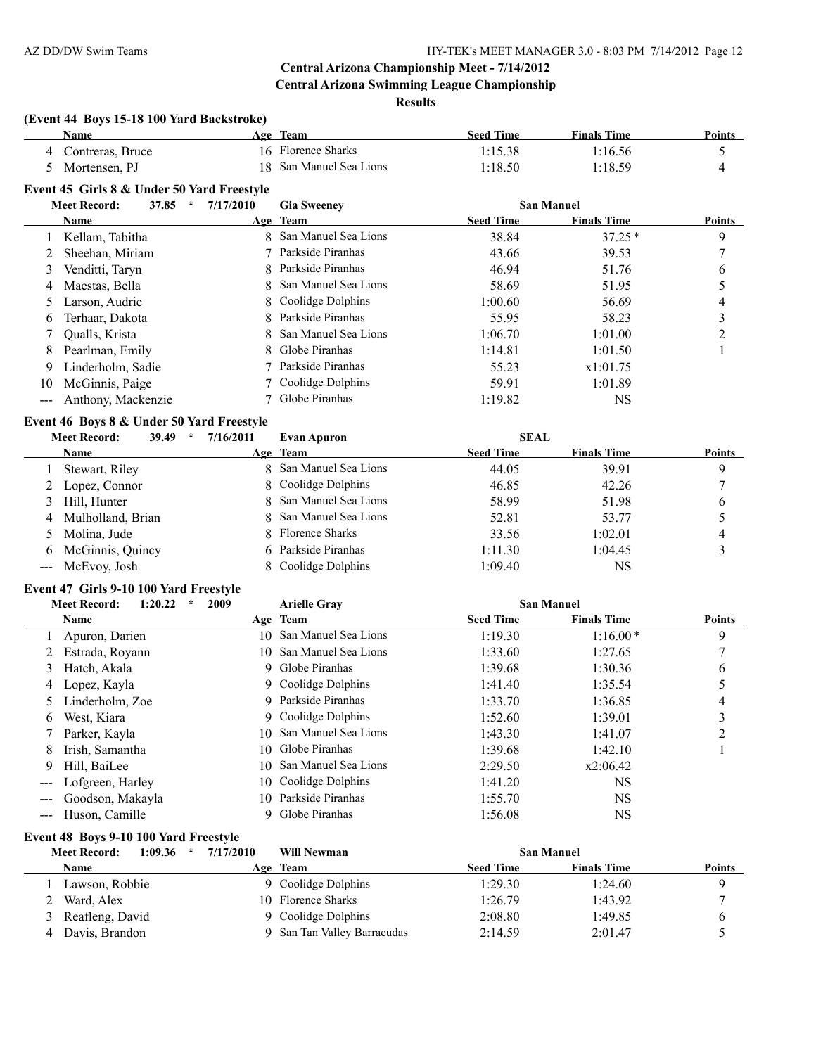## Central Arizona Championship Meet - 7/14/2012

### Central Arizona Swimming League Championship

**Results**

### (Event 44 Boys 15-18 100 Yard Backstroke)

| | Name | Age | Team | Seed Time | Finals Time | Points |
|---|---|---|---|---|---|---|
| 4 | Contreras, Bruce | 16 | Florence Sharks | 1:15.38 | 1:16.56 | 5 |
| 5 | Mortensen, PJ | 18 | San Manuel Sea Lions | 1:18.50 | 1:18.59 | 4 |

### Event 45 Girls 8 & Under 50 Yard Freestyle

Meet Record: 37.85 * 7/17/2010 Gia Sweeney San Manuel

| | Name | Age | Team | Seed Time | Finals Time | Points |
|---|---|---|---|---|---|---|
| 1 | Kellam, Tabitha | 8 | San Manuel Sea Lions | 38.84 | 37.25* | 9 |
| 2 | Sheehan, Miriam | 7 | Parkside Piranhas | 43.66 | 39.53 | 7 |
| 3 | Venditti, Taryn | 8 | Parkside Piranhas | 46.94 | 51.76 | 6 |
| 4 | Maestas, Bella | 8 | San Manuel Sea Lions | 58.69 | 51.95 | 5 |
| 5 | Larson, Audrie | 8 | Coolidge Dolphins | 1:00.60 | 56.69 | 4 |
| 6 | Terhaar, Dakota | 8 | Parkside Piranhas | 55.95 | 58.23 | 3 |
| 7 | Qualls, Krista | 8 | San Manuel Sea Lions | 1:06.70 | 1:01.00 | 2 |
| 8 | Pearlman, Emily | 8 | Globe Piranhas | 1:14.81 | 1:01.50 | 1 |
| 9 | Linderholm, Sadie | 7 | Parkside Piranhas | 55.23 | x1:01.75 | |
| 10 | McGinnis, Paige | 7 | Coolidge Dolphins | 59.91 | 1:01.89 | |
| --- | Anthony, Mackenzie | 7 | Globe Piranhas | 1:19.82 | NS | |

### Event 46 Boys 8 & Under 50 Yard Freestyle

Meet Record: 39.49 * 7/16/2011 Evan Apuron SEAL

| | Name | Age | Team | Seed Time | Finals Time | Points |
|---|---|---|---|---|---|---|
| 1 | Stewart, Riley | 8 | San Manuel Sea Lions | 44.05 | 39.91 | 9 |
| 2 | Lopez, Connor | 8 | Coolidge Dolphins | 46.85 | 42.26 | 7 |
| 3 | Hill, Hunter | 8 | San Manuel Sea Lions | 58.99 | 51.98 | 6 |
| 4 | Mulholland, Brian | 8 | San Manuel Sea Lions | 52.81 | 53.77 | 5 |
| 5 | Molina, Jude | 8 | Florence Sharks | 33.56 | 1:02.01 | 4 |
| 6 | McGinnis, Quincy | 6 | Parkside Piranhas | 1:11.30 | 1:04.45 | 3 |
| --- | McEvoy, Josh | 8 | Coolidge Dolphins | 1:09.40 | NS | |

### Event 47 Girls 9-10 100 Yard Freestyle

Meet Record: 1:20.22 * 2009 Arielle Gray San Manuel

| | Name | Age | Team | Seed Time | Finals Time | Points |
|---|---|---|---|---|---|---|
| 1 | Apuron, Darien | 10 | San Manuel Sea Lions | 1:19.30 | 1:16.00* | 9 |
| 2 | Estrada, Royann | 10 | San Manuel Sea Lions | 1:33.60 | 1:27.65 | 7 |
| 3 | Hatch, Akala | 9 | Globe Piranhas | 1:39.68 | 1:30.36 | 6 |
| 4 | Lopez, Kayla | 9 | Coolidge Dolphins | 1:41.40 | 1:35.54 | 5 |
| 5 | Linderholm, Zoe | 9 | Parkside Piranhas | 1:33.70 | 1:36.85 | 4 |
| 6 | West, Kiara | 9 | Coolidge Dolphins | 1:52.60 | 1:39.01 | 3 |
| 7 | Parker, Kayla | 10 | San Manuel Sea Lions | 1:43.30 | 1:41.07 | 2 |
| 8 | Irish, Samantha | 10 | Globe Piranhas | 1:39.68 | 1:42.10 | 1 |
| 9 | Hill, BaiLee | 10 | San Manuel Sea Lions | 2:29.50 | x2:06.42 | |
| --- | Lofgreen, Harley | 10 | Coolidge Dolphins | 1:41.20 | NS | |
| --- | Goodson, Makayla | 10 | Parkside Piranhas | 1:55.70 | NS | |
| --- | Huson, Camille | 9 | Globe Piranhas | 1:56.08 | NS | |

### Event 48 Boys 9-10 100 Yard Freestyle

Meet Record: 1:09.36 * 7/17/2010 Will Newman San Manuel

| | Name | Age | Team | Seed Time | Finals Time | Points |
|---|---|---|---|---|---|---|
| 1 | Lawson, Robbie | 9 | Coolidge Dolphins | 1:29.30 | 1:24.60 | 9 |
| 2 | Ward, Alex | 10 | Florence Sharks | 1:26.79 | 1:43.92 | 7 |
| 3 | Reafleng, David | 9 | Coolidge Dolphins | 2:08.80 | 1:49.85 | 6 |
| 4 | Davis, Brandon | 9 | San Tan Valley Barracudas | 2:14.59 | 2:01.47 | 5 |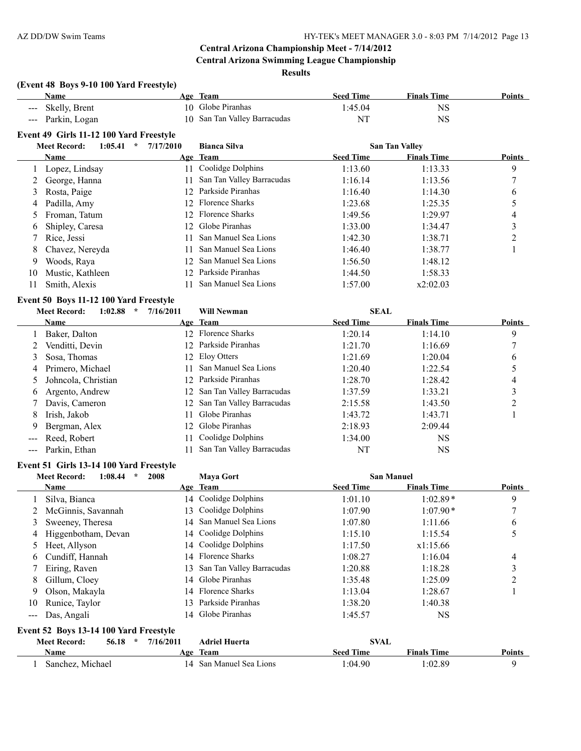**Central Arizona Championship Meet - 7/14/2012**

**Central Arizona Swimming League Championship**

**Results**

### (Event 48 Boys 9-10 100 Yard Freestyle)

| | Name | Age | Team | Seed Time | Finals Time | Points |
|---|---|---|---|---|---|---|
| --- | Skelly, Brent | 10 | Globe Piranhas | 1:45.04 | NS | |
| --- | Parkin, Logan | 10 | San Tan Valley Barracudas | NT | NS | |

### Event 49 Girls 11-12 100 Yard Freestyle

**Meet Record:** 1:05.41 * 7/17/2010 Bianca Silva San Tan Valley

| | Name | Age | Team | Seed Time | Finals Time | Points |
|---|---|---|---|---|---|---|
| 1 | Lopez, Lindsay | 11 | Coolidge Dolphins | 1:13.60 | 1:13.33 | 9 |
| 2 | George, Hanna | 11 | San Tan Valley Barracudas | 1:16.14 | 1:13.56 | 7 |
| 3 | Rosta, Paige | 12 | Parkside Piranhas | 1:16.40 | 1:14.30 | 6 |
| 4 | Padilla, Amy | 12 | Florence Sharks | 1:23.68 | 1:25.35 | 5 |
| 5 | Froman, Tatum | 12 | Florence Sharks | 1:49.56 | 1:29.97 | 4 |
| 6 | Shipley, Caresa | 12 | Globe Piranhas | 1:33.00 | 1:34.47 | 3 |
| 7 | Rice, Jessi | 11 | San Manuel Sea Lions | 1:42.30 | 1:38.71 | 2 |
| 8 | Chavez, Nereyda | 11 | San Manuel Sea Lions | 1:46.40 | 1:38.77 | 1 |
| 9 | Woods, Raya | 12 | San Manuel Sea Lions | 1:56.50 | 1:48.12 | |
| 10 | Mustic, Kathleen | 12 | Parkside Piranhas | 1:44.50 | 1:58.33 | |
| 11 | Smith, Alexis | 11 | San Manuel Sea Lions | 1:57.00 | x2:02.03 | |

### Event 50 Boys 11-12 100 Yard Freestyle

**Meet Record:** 1:02.88 * 7/16/2011 Will Newman SEAL

| | Name | Age | Team | Seed Time | Finals Time | Points |
|---|---|---|---|---|---|---|
| 1 | Baker, Dalton | 12 | Florence Sharks | 1:20.14 | 1:14.10 | 9 |
| 2 | Venditti, Devin | 12 | Parkside Piranhas | 1:21.70 | 1:16.69 | 7 |
| 3 | Sosa, Thomas | 12 | Eloy Otters | 1:21.69 | 1:20.04 | 6 |
| 4 | Primero, Michael | 11 | San Manuel Sea Lions | 1:20.40 | 1:22.54 | 5 |
| 5 | Johncola, Christian | 12 | Parkside Piranhas | 1:28.70 | 1:28.42 | 4 |
| 6 | Argento, Andrew | 12 | San Tan Valley Barracudas | 1:37.59 | 1:33.21 | 3 |
| 7 | Davis, Cameron | 12 | San Tan Valley Barracudas | 2:15.58 | 1:43.50 | 2 |
| 8 | Irish, Jakob | 11 | Globe Piranhas | 1:43.72 | 1:43.71 | 1 |
| 9 | Bergman, Alex | 12 | Globe Piranhas | 2:18.93 | 2:09.44 | |
| --- | Reed, Robert | 11 | Coolidge Dolphins | 1:34.00 | NS | |
| --- | Parkin, Ethan | 11 | San Tan Valley Barracudas | NT | NS | |

### Event 51 Girls 13-14 100 Yard Freestyle

**Meet Record:** 1:08.44 * 2008 Maya Gort San Manuel

| | Name | Age | Team | Seed Time | Finals Time | Points |
|---|---|---|---|---|---|---|
| 1 | Silva, Bianca | 14 | Coolidge Dolphins | 1:01.10 | 1:02.89* | 9 |
| 2 | McGinnis, Savannah | 13 | Coolidge Dolphins | 1:07.90 | 1:07.90* | 7 |
| 3 | Sweeney, Theresa | 14 | San Manuel Sea Lions | 1:07.80 | 1:11.66 | 6 |
| 4 | Higgenbotham, Devan | 14 | Coolidge Dolphins | 1:15.10 | 1:15.54 | 5 |
| 5 | Heet, Allyson | 14 | Coolidge Dolphins | 1:17.50 | x1:15.66 | |
| 6 | Cundiff, Hannah | 14 | Florence Sharks | 1:08.27 | 1:16.04 | 4 |
| 7 | Eiring, Raven | 13 | San Tan Valley Barracudas | 1:20.88 | 1:18.28 | 3 |
| 8 | Gillum, Cloey | 14 | Globe Piranhas | 1:35.48 | 1:25.09 | 2 |
| 9 | Olson, Makayla | 14 | Florence Sharks | 1:13.04 | 1:28.67 | 1 |
| 10 | Runice, Taylor | 13 | Parkside Piranhas | 1:38.20 | 1:40.38 | |
| --- | Das, Angali | 14 | Globe Piranhas | 1:45.57 | NS | |

### Event 52 Boys 13-14 100 Yard Freestyle

**Meet Record:** 56.18 * 7/16/2011 Adriel Huerta SVAL

| | Name | Age | Team | Seed Time | Finals Time | Points |
|---|---|---|---|---|---|---|
| 1 | Sanchez, Michael | 14 | San Manuel Sea Lions | 1:04.90 | 1:02.89 | 9 |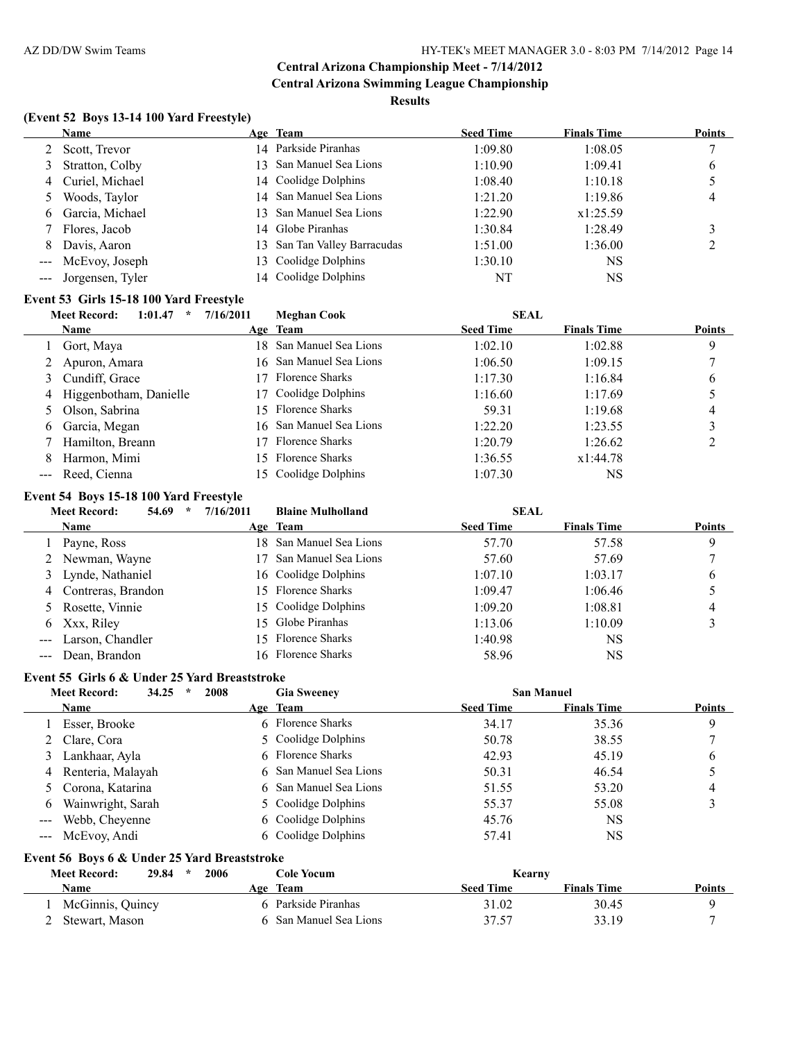## Central Arizona Championship Meet - 7/14/2012

## Central Arizona Swimming League Championship

### Results

### (Event 52 Boys 13-14 100 Yard Freestyle)

| | Name | Age | Team | Seed Time | Finals Time | Points |
|---|---|---|---|---|---|---|
| 2 | Scott, Trevor | 14 | Parkside Piranhas | 1:09.80 | 1:08.05 | 7 |
| 3 | Stratton, Colby | 13 | San Manuel Sea Lions | 1:10.90 | 1:09.41 | 6 |
| 4 | Curiel, Michael | 14 | Coolidge Dolphins | 1:08.40 | 1:10.18 | 5 |
| 5 | Woods, Taylor | 14 | San Manuel Sea Lions | 1:21.20 | 1:19.86 | 4 |
| 6 | Garcia, Michael | 13 | San Manuel Sea Lions | 1:22.90 | x1:25.59 | |
| 7 | Flores, Jacob | 14 | Globe Piranhas | 1:30.84 | 1:28.49 | 3 |
| 8 | Davis, Aaron | 13 | San Tan Valley Barracudas | 1:51.00 | 1:36.00 | 2 |
| --- | McEvoy, Joseph | 13 | Coolidge Dolphins | 1:30.10 | NS | |
| --- | Jorgensen, Tyler | 14 | Coolidge Dolphins | NT | NS | |

### Event 53 Girls 15-18 100 Yard Freestyle

Meet Record: 1:01.47 * 7/16/2011 Meghan Cook SEAL

| | Name | Age | Team | Seed Time | Finals Time | Points |
|---|---|---|---|---|---|---|
| 1 | Gort, Maya | 18 | San Manuel Sea Lions | 1:02.10 | 1:02.88 | 9 |
| 2 | Apuron, Amara | 16 | San Manuel Sea Lions | 1:06.50 | 1:09.15 | 7 |
| 3 | Cundiff, Grace | 17 | Florence Sharks | 1:17.30 | 1:16.84 | 6 |
| 4 | Higgenbotham, Danielle | 17 | Coolidge Dolphins | 1:16.60 | 1:17.69 | 5 |
| 5 | Olson, Sabrina | 15 | Florence Sharks | 59.31 | 1:19.68 | 4 |
| 6 | Garcia, Megan | 16 | San Manuel Sea Lions | 1:22.20 | 1:23.55 | 3 |
| 7 | Hamilton, Breann | 17 | Florence Sharks | 1:20.79 | 1:26.62 | 2 |
| 8 | Harmon, Mimi | 15 | Florence Sharks | 1:36.55 | x1:44.78 | |
| --- | Reed, Cienna | 15 | Coolidge Dolphins | 1:07.30 | NS | |

### Event 54 Boys 15-18 100 Yard Freestyle

Meet Record: 54.69 * 7/16/2011 Blaine Mulholland SEAL

| | Name | Age | Team | Seed Time | Finals Time | Points |
|---|---|---|---|---|---|---|
| 1 | Payne, Ross | 18 | San Manuel Sea Lions | 57.70 | 57.58 | 9 |
| 2 | Newman, Wayne | 17 | San Manuel Sea Lions | 57.60 | 57.69 | 7 |
| 3 | Lynde, Nathaniel | 16 | Coolidge Dolphins | 1:07.10 | 1:03.17 | 6 |
| 4 | Contreras, Brandon | 15 | Florence Sharks | 1:09.47 | 1:06.46 | 5 |
| 5 | Rosette, Vinnie | 15 | Coolidge Dolphins | 1:09.20 | 1:08.81 | 4 |
| 6 | Xxx, Riley | 15 | Globe Piranhas | 1:13.06 | 1:10.09 | 3 |
| --- | Larson, Chandler | 15 | Florence Sharks | 1:40.98 | NS | |
| --- | Dean, Brandon | 16 | Florence Sharks | 58.96 | NS | |

### Event 55 Girls 6 & Under 25 Yard Breaststroke

Meet Record: 34.25 * 2008 Gia Sweeney San Manuel

| | Name | Age | Team | Seed Time | Finals Time | Points |
|---|---|---|---|---|---|---|
| 1 | Esser, Brooke | 6 | Florence Sharks | 34.17 | 35.36 | 9 |
| 2 | Clare, Cora | 5 | Coolidge Dolphins | 50.78 | 38.55 | 7 |
| 3 | Lankhaar, Ayla | 6 | Florence Sharks | 42.93 | 45.19 | 6 |
| 4 | Renteria, Malayah | 6 | San Manuel Sea Lions | 50.31 | 46.54 | 5 |
| 5 | Corona, Katarina | 6 | San Manuel Sea Lions | 51.55 | 53.20 | 4 |
| 6 | Wainwright, Sarah | 5 | Coolidge Dolphins | 55.37 | 55.08 | 3 |
| --- | Webb, Cheyenne | 6 | Coolidge Dolphins | 45.76 | NS | |
| --- | McEvoy, Andi | 6 | Coolidge Dolphins | 57.41 | NS | |

### Event 56 Boys 6 & Under 25 Yard Breaststroke

Meet Record: 29.84 * 2006 Cole Yocum Kearny

| | Name | Age | Team | Seed Time | Finals Time | Points |
|---|---|---|---|---|---|---|
| 1 | McGinnis, Quincy | 6 | Parkside Piranhas | 31.02 | 30.45 | 9 |
| 2 | Stewart, Mason | 6 | San Manuel Sea Lions | 37.57 | 33.19 | 7 |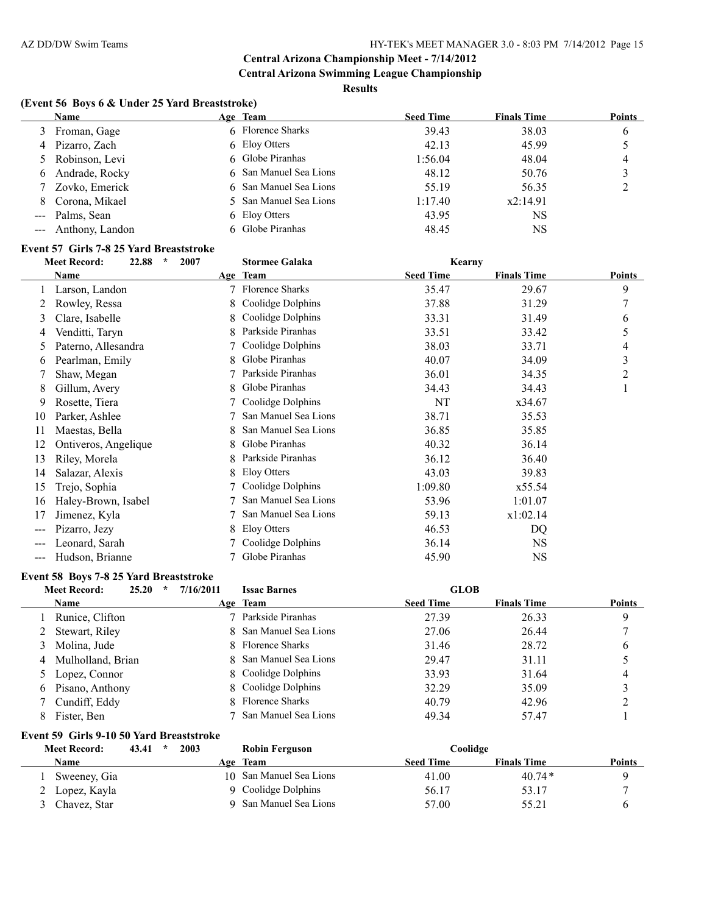# Central Arizona Championship Meet - 7/14/2012

## Central Arizona Swimming League Championship

### Results

**(Event 56 Boys 6 & Under 25 Yard Breaststroke)**

| | Name | Age | Team | Seed Time | Finals Time | Points |
|---|---|---|---|---|---|---|
| 3 | Froman, Gage | 6 | Florence Sharks | 39.43 | 38.03 | 6 |
| 4 | Pizarro, Zach | 6 | Eloy Otters | 42.13 | 45.99 | 5 |
| 5 | Robinson, Levi | 6 | Globe Piranhas | 1:56.04 | 48.04 | 4 |
| 6 | Andrade, Rocky | 6 | San Manuel Sea Lions | 48.12 | 50.76 | 3 |
| 7 | Zovko, Emerick | 6 | San Manuel Sea Lions | 55.19 | 56.35 | 2 |
| 8 | Corona, Mikael | 5 | San Manuel Sea Lions | 1:17.40 | x2:14.91 | |
| --- | Palms, Sean | 6 | Eloy Otters | 43.95 | NS | |
| --- | Anthony, Landon | 6 | Globe Piranhas | 48.45 | NS | |

**Event 57 Girls 7-8 25 Yard Breaststroke**

Meet Record: 22.88 * 2007 Stormee Galaka Kearny

| | Name | Age | Team | Seed Time | Finals Time | Points |
|---|---|---|---|---|---|---|
| 1 | Larson, Landon | 7 | Florence Sharks | 35.47 | 29.67 | 9 |
| 2 | Rowley, Ressa | 8 | Coolidge Dolphins | 37.88 | 31.29 | 7 |
| 3 | Clare, Isabelle | 8 | Coolidge Dolphins | 33.31 | 31.49 | 6 |
| 4 | Venditti, Taryn | 8 | Parkside Piranhas | 33.51 | 33.42 | 5 |
| 5 | Paterno, Allesandra | 7 | Coolidge Dolphins | 38.03 | 33.71 | 4 |
| 6 | Pearlman, Emily | 8 | Globe Piranhas | 40.07 | 34.09 | 3 |
| 7 | Shaw, Megan | 7 | Parkside Piranhas | 36.01 | 34.35 | 2 |
| 8 | Gillum, Avery | 8 | Globe Piranhas | 34.43 | 34.43 | 1 |
| 9 | Rosette, Tiera | 7 | Coolidge Dolphins | NT | x34.67 | |
| 10 | Parker, Ashlee | 7 | San Manuel Sea Lions | 38.71 | 35.53 | |
| 11 | Maestas, Bella | 8 | San Manuel Sea Lions | 36.85 | 35.85 | |
| 12 | Ontiveros, Angelique | 8 | Globe Piranhas | 40.32 | 36.14 | |
| 13 | Riley, Morela | 8 | Parkside Piranhas | 36.12 | 36.40 | |
| 14 | Salazar, Alexis | 8 | Eloy Otters | 43.03 | 39.83 | |
| 15 | Trejo, Sophia | 7 | Coolidge Dolphins | 1:09.80 | x55.54 | |
| 16 | Haley-Brown, Isabel | 7 | San Manuel Sea Lions | 53.96 | 1:01.07 | |
| 17 | Jimenez, Kyla | 7 | San Manuel Sea Lions | 59.13 | x1:02.14 | |
| --- | Pizarro, Jezy | 8 | Eloy Otters | 46.53 | DQ | |
| --- | Leonard, Sarah | 7 | Coolidge Dolphins | 36.14 | NS | |
| --- | Hudson, Brianne | 7 | Globe Piranhas | 45.90 | NS | |

**Event 58 Boys 7-8 25 Yard Breaststroke**

Meet Record: 25.20 * 7/16/2011 Issac Barnes GLOB

| | Name | Age | Team | Seed Time | Finals Time | Points |
|---|---|---|---|---|---|---|
| 1 | Runice, Clifton | 7 | Parkside Piranhas | 27.39 | 26.33 | 9 |
| 2 | Stewart, Riley | 8 | San Manuel Sea Lions | 27.06 | 26.44 | 7 |
| 3 | Molina, Jude | 8 | Florence Sharks | 31.46 | 28.72 | 6 |
| 4 | Mulholland, Brian | 8 | San Manuel Sea Lions | 29.47 | 31.11 | 5 |
| 5 | Lopez, Connor | 8 | Coolidge Dolphins | 33.93 | 31.64 | 4 |
| 6 | Pisano, Anthony | 8 | Coolidge Dolphins | 32.29 | 35.09 | 3 |
| 7 | Cundiff, Eddy | 8 | Florence Sharks | 40.79 | 42.96 | 2 |
| 8 | Fister, Ben | 7 | San Manuel Sea Lions | 49.34 | 57.47 | 1 |

**Event 59 Girls 9-10 50 Yard Breaststroke**

Meet Record: 43.41 * 2003 Robin Ferguson Coolidge

| | Name | Age | Team | Seed Time | Finals Time | Points |
|---|---|---|---|---|---|---|
| 1 | Sweeney, Gia | 10 | San Manuel Sea Lions | 41.00 | 40.74* | 9 |
| 2 | Lopez, Kayla | 9 | Coolidge Dolphins | 56.17 | 53.17 | 7 |
| 3 | Chavez, Star | 9 | San Manuel Sea Lions | 57.00 | 55.21 | 6 |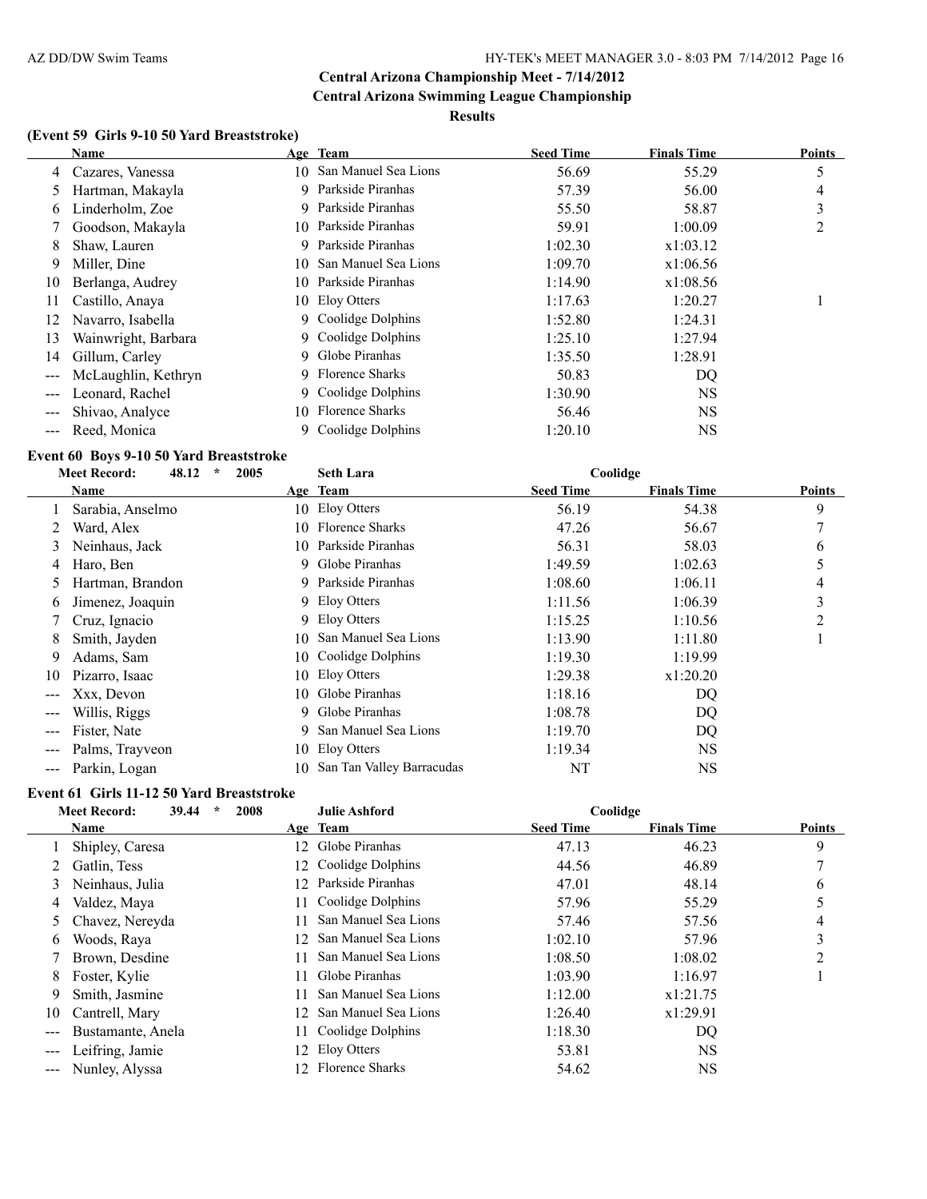## Central Arizona Championship Meet - 7/14/2012

## Central Arizona Swimming League Championship

### Results

### (Event 59 Girls 9-10 50 Yard Breaststroke)

| | Name | Age | Team | Seed Time | Finals Time | Points |
|---|---|---|---|---|---|---|
| 4 | Cazares, Vanessa | 10 | San Manuel Sea Lions | 56.69 | 55.29 | 5 |
| 5 | Hartman, Makayla | 9 | Parkside Piranhas | 57.39 | 56.00 | 4 |
| 6 | Linderholm, Zoe | 9 | Parkside Piranhas | 55.50 | 58.87 | 3 |
| 7 | Goodson, Makayla | 10 | Parkside Piranhas | 59.91 | 1:00.09 | 2 |
| 8 | Shaw, Lauren | 9 | Parkside Piranhas | 1:02.30 | x1:03.12 | |
| 9 | Miller, Dine | 10 | San Manuel Sea Lions | 1:09.70 | x1:06.56 | |
| 10 | Berlanga, Audrey | 10 | Parkside Piranhas | 1:14.90 | x1:08.56 | |
| 11 | Castillo, Anaya | 10 | Eloy Otters | 1:17.63 | 1:20.27 | 1 |
| 12 | Navarro, Isabella | 9 | Coolidge Dolphins | 1:52.80 | 1:24.31 | |
| 13 | Wainwright, Barbara | 9 | Coolidge Dolphins | 1:25.10 | 1:27.94 | |
| 14 | Gillum, Carley | 9 | Globe Piranhas | 1:35.50 | 1:28.91 | |
| --- | McLaughlin, Kethryn | 9 | Florence Sharks | 50.83 | DQ | |
| --- | Leonard, Rachel | 9 | Coolidge Dolphins | 1:30.90 | NS | |
| --- | Shivao, Analyce | 10 | Florence Sharks | 56.46 | NS | |
| --- | Reed, Monica | 9 | Coolidge Dolphins | 1:20.10 | NS | |

### Event 60 Boys 9-10 50 Yard Breaststroke

Meet Record: 48.12 * 2005 Seth Lara Coolidge

| | Name | Age | Team | Seed Time | Finals Time | Points |
|---|---|---|---|---|---|---|
| 1 | Sarabia, Anselmo | 10 | Eloy Otters | 56.19 | 54.38 | 9 |
| 2 | Ward, Alex | 10 | Florence Sharks | 47.26 | 56.67 | 7 |
| 3 | Neinhaus, Jack | 10 | Parkside Piranhas | 56.31 | 58.03 | 6 |
| 4 | Haro, Ben | 9 | Globe Piranhas | 1:49.59 | 1:02.63 | 5 |
| 5 | Hartman, Brandon | 9 | Parkside Piranhas | 1:08.60 | 1:06.11 | 4 |
| 6 | Jimenez, Joaquin | 9 | Eloy Otters | 1:11.56 | 1:06.39 | 3 |
| 7 | Cruz, Ignacio | 9 | Eloy Otters | 1:15.25 | 1:10.56 | 2 |
| 8 | Smith, Jayden | 10 | San Manuel Sea Lions | 1:13.90 | 1:11.80 | 1 |
| 9 | Adams, Sam | 10 | Coolidge Dolphins | 1:19.30 | 1:19.99 | |
| 10 | Pizarro, Isaac | 10 | Eloy Otters | 1:29.38 | x1:20.20 | |
| --- | Xxx, Devon | 10 | Globe Piranhas | 1:18.16 | DQ | |
| --- | Willis, Riggs | 9 | Globe Piranhas | 1:08.78 | DQ | |
| --- | Fister, Nate | 9 | San Manuel Sea Lions | 1:19.70 | DQ | |
| --- | Palms, Trayveon | 10 | Eloy Otters | 1:19.34 | NS | |
| --- | Parkin, Logan | 10 | San Tan Valley Barracudas | NT | NS | |

### Event 61 Girls 11-12 50 Yard Breaststroke

Meet Record: 39.44 * 2008 Julie Ashford Coolidge

| | Name | Age | Team | Seed Time | Finals Time | Points |
|---|---|---|---|---|---|---|
| 1 | Shipley, Caresa | 12 | Globe Piranhas | 47.13 | 46.23 | 9 |
| 2 | Gatlin, Tess | 12 | Coolidge Dolphins | 44.56 | 46.89 | 7 |
| 3 | Neinhaus, Julia | 12 | Parkside Piranhas | 47.01 | 48.14 | 6 |
| 4 | Valdez, Maya | 11 | Coolidge Dolphins | 57.96 | 55.29 | 5 |
| 5 | Chavez, Nereyda | 11 | San Manuel Sea Lions | 57.46 | 57.56 | 4 |
| 6 | Woods, Raya | 12 | San Manuel Sea Lions | 1:02.10 | 57.96 | 3 |
| 7 | Brown, Desdine | 11 | San Manuel Sea Lions | 1:08.50 | 1:08.02 | 2 |
| 8 | Foster, Kylie | 11 | Globe Piranhas | 1:03.90 | 1:16.97 | 1 |
| 9 | Smith, Jasmine | 11 | San Manuel Sea Lions | 1:12.00 | x1:21.75 | |
| 10 | Cantrell, Mary | 12 | San Manuel Sea Lions | 1:26.40 | x1:29.91 | |
| --- | Bustamante, Anela | 11 | Coolidge Dolphins | 1:18.30 | DQ | |
| --- | Leifring, Jamie | 12 | Eloy Otters | 53.81 | NS | |
| --- | Nunley, Alyssa | 12 | Florence Sharks | 54.62 | NS | |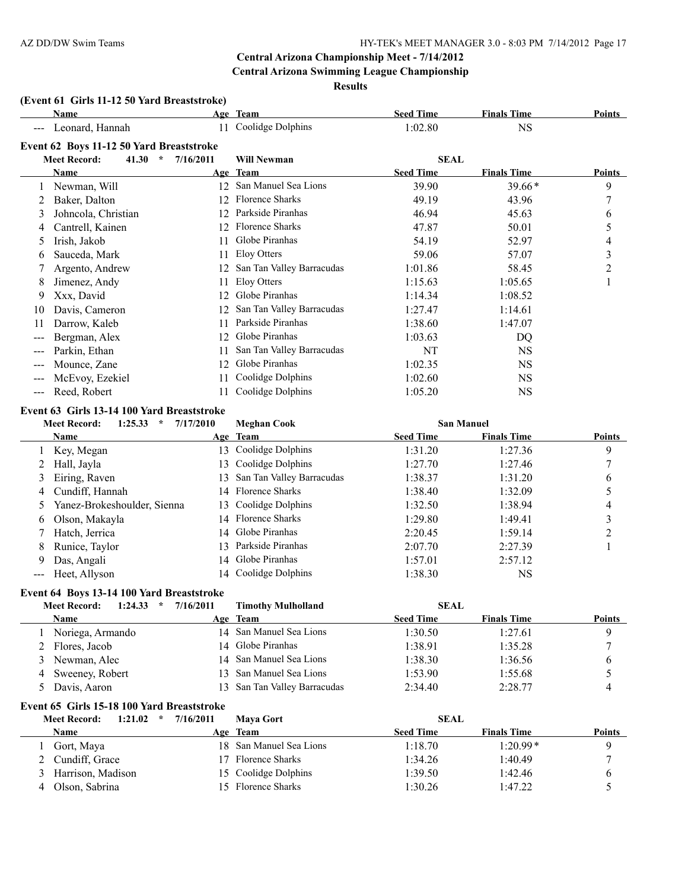## Central Arizona Championship Meet - 7/14/2012

### Central Arizona Swimming League Championship

### Results

**(Event 61 Girls 11-12 50 Yard Breaststroke)**

| | Name | Age | Team | Seed Time | Finals Time | Points |
|---|---|---|---|---|---|---|
| --- | Leonard, Hannah | 11 | Coolidge Dolphins | 1:02.80 | NS | |

**Event 62 Boys 11-12 50 Yard Breaststroke**

Meet Record: 41.30 * 7/16/2011 Will Newman SEAL

| | Name | Age | Team | Seed Time | Finals Time | Points |
|---|---|---|---|---|---|---|
| 1 | Newman, Will | 12 | San Manuel Sea Lions | 39.90 | 39.66* | 9 |
| 2 | Baker, Dalton | 12 | Florence Sharks | 49.19 | 43.96 | 7 |
| 3 | Johncola, Christian | 12 | Parkside Piranhas | 46.94 | 45.63 | 6 |
| 4 | Cantrell, Kainen | 12 | Florence Sharks | 47.87 | 50.01 | 5 |
| 5 | Irish, Jakob | 11 | Globe Piranhas | 54.19 | 52.97 | 4 |
| 6 | Sauceda, Mark | 11 | Eloy Otters | 59.06 | 57.07 | 3 |
| 7 | Argento, Andrew | 12 | San Tan Valley Barracudas | 1:01.86 | 58.45 | 2 |
| 8 | Jimenez, Andy | 11 | Eloy Otters | 1:15.63 | 1:05.65 | 1 |
| 9 | Xxx, David | 12 | Globe Piranhas | 1:14.34 | 1:08.52 | |
| 10 | Davis, Cameron | 12 | San Tan Valley Barracudas | 1:27.47 | 1:14.61 | |
| 11 | Darrow, Kaleb | 11 | Parkside Piranhas | 1:38.60 | 1:47.07 | |
| --- | Bergman, Alex | 12 | Globe Piranhas | 1:03.63 | DQ | |
| --- | Parkin, Ethan | 11 | San Tan Valley Barracudas | NT | NS | |
| --- | Mounce, Zane | 12 | Globe Piranhas | 1:02.35 | NS | |
| --- | McEvoy, Ezekiel | 11 | Coolidge Dolphins | 1:02.60 | NS | |
| --- | Reed, Robert | 11 | Coolidge Dolphins | 1:05.20 | NS | |

**Event 63 Girls 13-14 100 Yard Breaststroke**

Meet Record: 1:25.33 * 7/17/2010 Meghan Cook San Manuel

| | Name | Age | Team | Seed Time | Finals Time | Points |
|---|---|---|---|---|---|---|
| 1 | Key, Megan | 13 | Coolidge Dolphins | 1:31.20 | 1:27.36 | 9 |
| 2 | Hall, Jayla | 13 | Coolidge Dolphins | 1:27.70 | 1:27.46 | 7 |
| 3 | Eiring, Raven | 13 | San Tan Valley Barracudas | 1:38.37 | 1:31.20 | 6 |
| 4 | Cundiff, Hannah | 14 | Florence Sharks | 1:38.40 | 1:32.09 | 5 |
| 5 | Yanez-Brokeshoulder, Sienna | 13 | Coolidge Dolphins | 1:32.50 | 1:38.94 | 4 |
| 6 | Olson, Makayla | 14 | Florence Sharks | 1:29.80 | 1:49.41 | 3 |
| 7 | Hatch, Jerrica | 14 | Globe Piranhas | 2:20.45 | 1:59.14 | 2 |
| 8 | Runice, Taylor | 13 | Parkside Piranhas | 2:07.70 | 2:27.39 | 1 |
| 9 | Das, Angali | 14 | Globe Piranhas | 1:57.01 | 2:57.12 | |
| --- | Heet, Allyson | 14 | Coolidge Dolphins | 1:38.30 | NS | |

**Event 64 Boys 13-14 100 Yard Breaststroke**

Meet Record: 1:24.33 * 7/16/2011 Timothy Mulholland SEAL

| | Name | Age | Team | Seed Time | Finals Time | Points |
|---|---|---|---|---|---|---|
| 1 | Noriega, Armando | 14 | San Manuel Sea Lions | 1:30.50 | 1:27.61 | 9 |
| 2 | Flores, Jacob | 14 | Globe Piranhas | 1:38.91 | 1:35.28 | 7 |
| 3 | Newman, Alec | 14 | San Manuel Sea Lions | 1:38.30 | 1:36.56 | 6 |
| 4 | Sweeney, Robert | 13 | San Manuel Sea Lions | 1:53.90 | 1:55.68 | 5 |
| 5 | Davis, Aaron | 13 | San Tan Valley Barracudas | 2:34.40 | 2:28.77 | 4 |

**Event 65 Girls 15-18 100 Yard Breaststroke**

Meet Record: 1:21.02 * 7/16/2011 Maya Gort SEAL

| | Name | Age | Team | Seed Time | Finals Time | Points |
|---|---|---|---|---|---|---|
| 1 | Gort, Maya | 18 | San Manuel Sea Lions | 1:18.70 | 1:20.99* | 9 |
| 2 | Cundiff, Grace | 17 | Florence Sharks | 1:34.26 | 1:40.49 | 7 |
| 3 | Harrison, Madison | 15 | Coolidge Dolphins | 1:39.50 | 1:42.46 | 6 |
| 4 | Olson, Sabrina | 15 | Florence Sharks | 1:30.26 | 1:47.22 | 5 |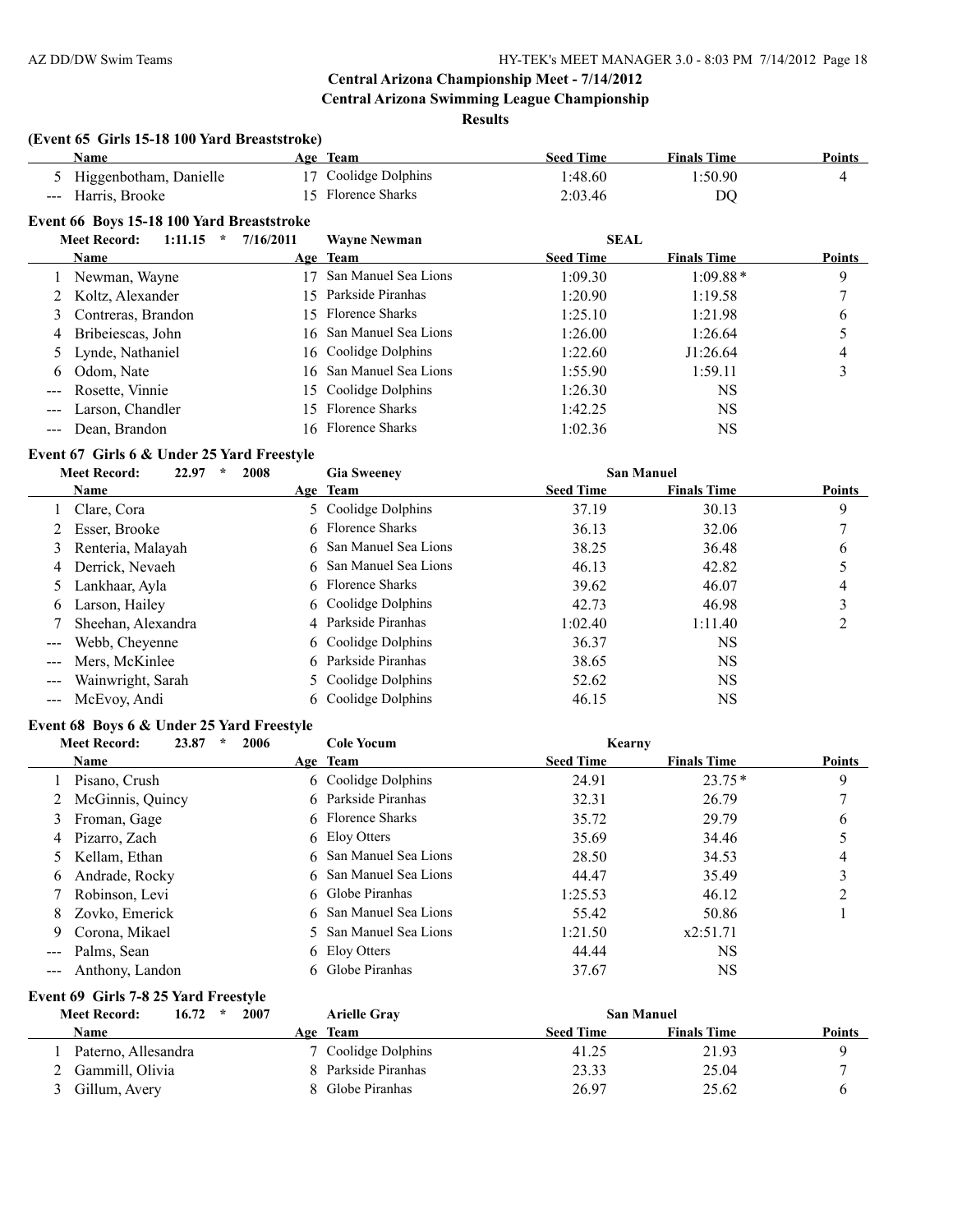Central Arizona Championship Meet - 7/14/2012

Central Arizona Swimming League Championship

**Results**

### (Event 65 Girls 15-18 100 Yard Breaststroke)

| | Name | Age | Team | Seed Time | Finals Time | Points |
|---|---|---|---|---|---|---|
| 5 | Higgenbotham, Danielle | 17 | Coolidge Dolphins | 1:48.60 | 1:50.90 | 4 |
| --- | Harris, Brooke | 15 | Florence Sharks | 2:03.46 | DQ | |

### Event 66 Boys 15-18 100 Yard Breaststroke

Meet Record: 1:11.15 * 7/16/2011 Wayne Newman SEAL

| | Name | Age | Team | Seed Time | Finals Time | Points |
|---|---|---|---|---|---|---|
| 1 | Newman, Wayne | 17 | San Manuel Sea Lions | 1:09.30 | 1:09.88* | 9 |
| 2 | Koltz, Alexander | 15 | Parkside Piranhas | 1:20.90 | 1:19.58 | 7 |
| 3 | Contreras, Brandon | 15 | Florence Sharks | 1:25.10 | 1:21.98 | 6 |
| 4 | Bribeiescas, John | 16 | San Manuel Sea Lions | 1:26.00 | 1:26.64 | 5 |
| 5 | Lynde, Nathaniel | 16 | Coolidge Dolphins | 1:22.60 | J1:26.64 | 4 |
| 6 | Odom, Nate | 16 | San Manuel Sea Lions | 1:55.90 | 1:59.11 | 3 |
| --- | Rosette, Vinnie | 15 | Coolidge Dolphins | 1:26.30 | NS | |
| --- | Larson, Chandler | 15 | Florence Sharks | 1:42.25 | NS | |
| --- | Dean, Brandon | 16 | Florence Sharks | 1:02.36 | NS | |

### Event 67 Girls 6 & Under 25 Yard Freestyle

Meet Record: 22.97 * 2008 Gia Sweeney San Manuel

| | Name | Age | Team | Seed Time | Finals Time | Points |
|---|---|---|---|---|---|---|
| 1 | Clare, Cora | 5 | Coolidge Dolphins | 37.19 | 30.13 | 9 |
| 2 | Esser, Brooke | 6 | Florence Sharks | 36.13 | 32.06 | 7 |
| 3 | Renteria, Malayah | 6 | San Manuel Sea Lions | 38.25 | 36.48 | 6 |
| 4 | Derrick, Nevaeh | 6 | San Manuel Sea Lions | 46.13 | 42.82 | 5 |
| 5 | Lankhaar, Ayla | 6 | Florence Sharks | 39.62 | 46.07 | 4 |
| 6 | Larson, Hailey | 6 | Coolidge Dolphins | 42.73 | 46.98 | 3 |
| 7 | Sheehan, Alexandra | 4 | Parkside Piranhas | 1:02.40 | 1:11.40 | 2 |
| --- | Webb, Cheyenne | 6 | Coolidge Dolphins | 36.37 | NS | |
| --- | Mers, McKinlee | 6 | Parkside Piranhas | 38.65 | NS | |
| --- | Wainwright, Sarah | 5 | Coolidge Dolphins | 52.62 | NS | |
| --- | McEvoy, Andi | 6 | Coolidge Dolphins | 46.15 | NS | |

### Event 68 Boys 6 & Under 25 Yard Freestyle

Meet Record: 23.87 * 2006 Cole Yocum Kearny

| | Name | Age | Team | Seed Time | Finals Time | Points |
|---|---|---|---|---|---|---|
| 1 | Pisano, Crush | 6 | Coolidge Dolphins | 24.91 | 23.75* | 9 |
| 2 | McGinnis, Quincy | 6 | Parkside Piranhas | 32.31 | 26.79 | 7 |
| 3 | Froman, Gage | 6 | Florence Sharks | 35.72 | 29.79 | 6 |
| 4 | Pizarro, Zach | 6 | Eloy Otters | 35.69 | 34.46 | 5 |
| 5 | Kellam, Ethan | 6 | San Manuel Sea Lions | 28.50 | 34.53 | 4 |
| 6 | Andrade, Rocky | 6 | San Manuel Sea Lions | 44.47 | 35.49 | 3 |
| 7 | Robinson, Levi | 6 | Globe Piranhas | 1:25.53 | 46.12 | 2 |
| 8 | Zovko, Emerick | 6 | San Manuel Sea Lions | 55.42 | 50.86 | 1 |
| 9 | Corona, Mikael | 5 | San Manuel Sea Lions | 1:21.50 | x2:51.71 | |
| --- | Palms, Sean | 6 | Eloy Otters | 44.44 | NS | |
| --- | Anthony, Landon | 6 | Globe Piranhas | 37.67 | NS | |

### Event 69 Girls 7-8 25 Yard Freestyle

Meet Record: 16.72 * 2007 Arielle Gray San Manuel

| | Name | Age | Team | Seed Time | Finals Time | Points |
|---|---|---|---|---|---|---|
| 1 | Paterno, Allesandra | 7 | Coolidge Dolphins | 41.25 | 21.93 | 9 |
| 2 | Gammill, Olivia | 8 | Parkside Piranhas | 23.33 | 25.04 | 7 |
| 3 | Gillum, Avery | 8 | Globe Piranhas | 26.97 | 25.62 | 6 |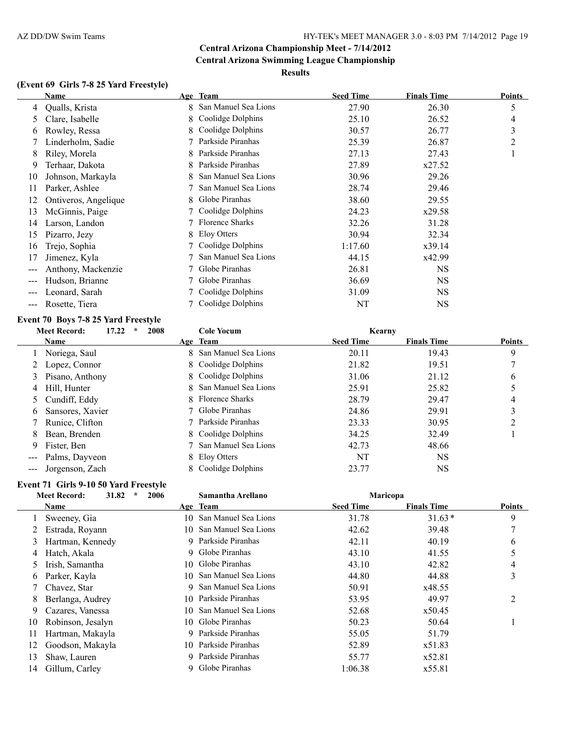## Central Arizona Championship Meet - 7/14/2012

## Central Arizona Swimming League Championship

### Results

### (Event 69 Girls 7-8 25 Yard Freestyle)

| | Name | Age | Team | Seed Time | Finals Time | Points |
|---|---|---|---|---|---|---|
| 4 | Qualls, Krista | 8 | San Manuel Sea Lions | 27.90 | 26.30 | 5 |
| 5 | Clare, Isabelle | 8 | Coolidge Dolphins | 25.10 | 26.52 | 4 |
| 6 | Rowley, Ressa | 8 | Coolidge Dolphins | 30.57 | 26.77 | 3 |
| 7 | Linderholm, Sadie | 7 | Parkside Piranhas | 25.39 | 26.87 | 2 |
| 8 | Riley, Morela | 8 | Parkside Piranhas | 27.13 | 27.43 | 1 |
| 9 | Terhaar, Dakota | 8 | Parkside Piranhas | 27.89 | x27.52 | |
| 10 | Johnson, Markayla | 8 | San Manuel Sea Lions | 30.96 | 29.26 | |
| 11 | Parker, Ashlee | 7 | San Manuel Sea Lions | 28.74 | 29.46 | |
| 12 | Ontiveros, Angelique | 8 | Globe Piranhas | 38.60 | 29.55 | |
| 13 | McGinnis, Paige | 7 | Coolidge Dolphins | 24.23 | x29.58 | |
| 14 | Larson, Landon | 7 | Florence Sharks | 32.26 | 31.28 | |
| 15 | Pizarro, Jezy | 8 | Eloy Otters | 30.94 | 32.34 | |
| 16 | Trejo, Sophia | 7 | Coolidge Dolphins | 1:17.60 | x39.14 | |
| 17 | Jimenez, Kyla | 7 | San Manuel Sea Lions | 44.15 | x42.99 | |
| --- | Anthony, Mackenzie | 7 | Globe Piranhas | 26.81 | NS | |
| --- | Hudson, Brianne | 7 | Globe Piranhas | 36.69 | NS | |
| --- | Leonard, Sarah | 7 | Coolidge Dolphins | 31.09 | NS | |
| --- | Rosette, Tiera | 7 | Coolidge Dolphins | NT | NS | |

### Event 70 Boys 7-8 25 Yard Freestyle

Meet Record: 17.22 * 2008 Cole Yocum Kearny

| | Name | Age | Team | Seed Time | Finals Time | Points |
|---|---|---|---|---|---|---|
| 1 | Noriega, Saul | 8 | San Manuel Sea Lions | 20.11 | 19.43 | 9 |
| 2 | Lopez, Connor | 8 | Coolidge Dolphins | 21.82 | 19.51 | 7 |
| 3 | Pisano, Anthony | 8 | Coolidge Dolphins | 31.06 | 21.12 | 6 |
| 4 | Hill, Hunter | 8 | San Manuel Sea Lions | 25.91 | 25.82 | 5 |
| 5 | Cundiff, Eddy | 8 | Florence Sharks | 28.79 | 29.47 | 4 |
| 6 | Sansores, Xavier | 7 | Globe Piranhas | 24.86 | 29.91 | 3 |
| 7 | Runice, Clifton | 7 | Parkside Piranhas | 23.33 | 30.95 | 2 |
| 8 | Bean, Brenden | 8 | Coolidge Dolphins | 34.25 | 32.49 | 1 |
| 9 | Fister, Ben | 7 | San Manuel Sea Lions | 42.73 | 48.66 | |
| --- | Palms, Dayveon | 8 | Eloy Otters | NT | NS | |
| --- | Jorgenson, Zach | 8 | Coolidge Dolphins | 23.77 | NS | |

### Event 71 Girls 9-10 50 Yard Freestyle

Meet Record: 31.82 * 2006 Samantha Arellano Maricopa

| | Name | Age | Team | Seed Time | Finals Time | Points |
|---|---|---|---|---|---|---|
| 1 | Sweeney, Gia | 10 | San Manuel Sea Lions | 31.78 | 31.63* | 9 |
| 2 | Estrada, Royann | 10 | San Manuel Sea Lions | 42.62 | 39.48 | 7 |
| 3 | Hartman, Kennedy | 9 | Parkside Piranhas | 42.11 | 40.19 | 6 |
| 4 | Hatch, Akala | 9 | Globe Piranhas | 43.10 | 41.55 | 5 |
| 5 | Irish, Samantha | 10 | Globe Piranhas | 43.10 | 42.82 | 4 |
| 6 | Parker, Kayla | 10 | San Manuel Sea Lions | 44.80 | 44.88 | 3 |
| 7 | Chavez, Star | 9 | San Manuel Sea Lions | 50.91 | x48.55 | |
| 8 | Berlanga, Audrey | 10 | Parkside Piranhas | 53.95 | 49.97 | 2 |
| 9 | Cazares, Vanessa | 10 | San Manuel Sea Lions | 52.68 | x50.45 | |
| 10 | Robinson, Jesalyn | 10 | Globe Piranhas | 50.23 | 50.64 | 1 |
| 11 | Hartman, Makayla | 9 | Parkside Piranhas | 55.05 | 51.79 | |
| 12 | Goodson, Makayla | 10 | Parkside Piranhas | 52.89 | x51.83 | |
| 13 | Shaw, Lauren | 9 | Parkside Piranhas | 55.77 | x52.81 | |
| 14 | Gillum, Carley | 9 | Globe Piranhas | 1:06.38 | x55.81 | |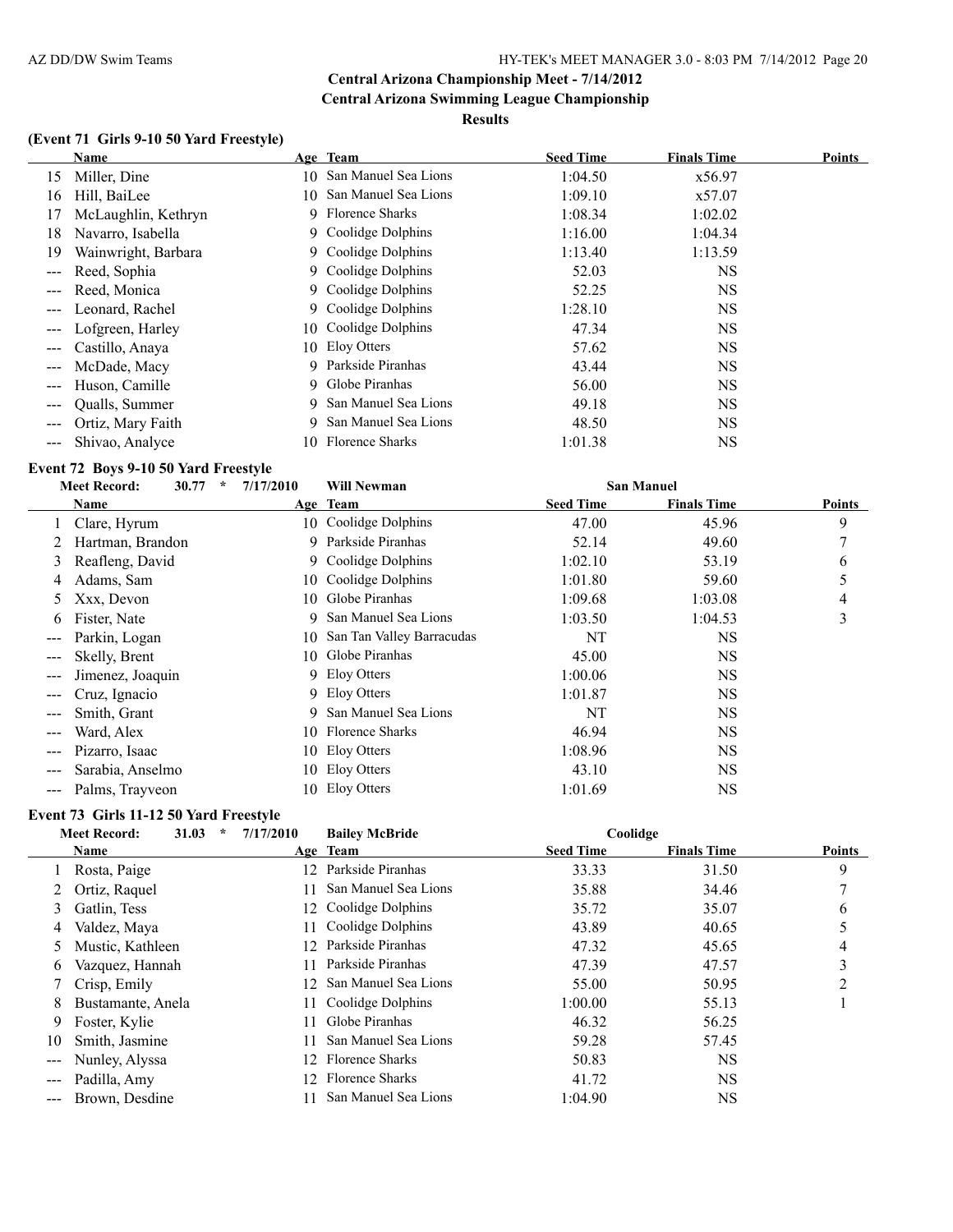## Central Arizona Championship Meet - 7/14/2012
## Central Arizona Swimming League Championship
### Results

### (Event 71 Girls 9-10 50 Yard Freestyle)

| | Name | Age | Team | Seed Time | Finals Time | Points |
|---|---|---|---|---|---|---|
| 15 | Miller, Dine | 10 | San Manuel Sea Lions | 1:04.50 | x56.97 | |
| 16 | Hill, BaiLee | 10 | San Manuel Sea Lions | 1:09.10 | x57.07 | |
| 17 | McLaughlin, Kethryn | 9 | Florence Sharks | 1:08.34 | 1:02.02 | |
| 18 | Navarro, Isabella | 9 | Coolidge Dolphins | 1:16.00 | 1:04.34 | |
| 19 | Wainwright, Barbara | 9 | Coolidge Dolphins | 1:13.40 | 1:13.59 | |
| --- | Reed, Sophia | 9 | Coolidge Dolphins | 52.03 | NS | |
| --- | Reed, Monica | 9 | Coolidge Dolphins | 52.25 | NS | |
| --- | Leonard, Rachel | 9 | Coolidge Dolphins | 1:28.10 | NS | |
| --- | Lofgreen, Harley | 10 | Coolidge Dolphins | 47.34 | NS | |
| --- | Castillo, Anaya | 10 | Eloy Otters | 57.62 | NS | |
| --- | McDade, Macy | 9 | Parkside Piranhas | 43.44 | NS | |
| --- | Huson, Camille | 9 | Globe Piranhas | 56.00 | NS | |
| --- | Qualls, Summer | 9 | San Manuel Sea Lions | 49.18 | NS | |
| --- | Ortiz, Mary Faith | 9 | San Manuel Sea Lions | 48.50 | NS | |
| --- | Shivao, Analyce | 10 | Florence Sharks | 1:01.38 | NS | |

### Event 72 Boys 9-10 50 Yard Freestyle

Meet Record: 30.77 * 7/17/2010 Will Newman San Manuel

| | Name | Age | Team | Seed Time | Finals Time | Points |
|---|---|---|---|---|---|---|
| 1 | Clare, Hyrum | 10 | Coolidge Dolphins | 47.00 | 45.96 | 9 |
| 2 | Hartman, Brandon | 9 | Parkside Piranhas | 52.14 | 49.60 | 7 |
| 3 | Reafleng, David | 9 | Coolidge Dolphins | 1:02.10 | 53.19 | 6 |
| 4 | Adams, Sam | 10 | Coolidge Dolphins | 1:01.80 | 59.60 | 5 |
| 5 | Xxx, Devon | 10 | Globe Piranhas | 1:09.68 | 1:03.08 | 4 |
| 6 | Fister, Nate | 9 | San Manuel Sea Lions | 1:03.50 | 1:04.53 | 3 |
| --- | Parkin, Logan | 10 | San Tan Valley Barracudas | NT | NS | |
| --- | Skelly, Brent | 10 | Globe Piranhas | 45.00 | NS | |
| --- | Jimenez, Joaquin | 9 | Eloy Otters | 1:00.06 | NS | |
| --- | Cruz, Ignacio | 9 | Eloy Otters | 1:01.87 | NS | |
| --- | Smith, Grant | 9 | San Manuel Sea Lions | NT | NS | |
| --- | Ward, Alex | 10 | Florence Sharks | 46.94 | NS | |
| --- | Pizarro, Isaac | 10 | Eloy Otters | 1:08.96 | NS | |
| --- | Sarabia, Anselmo | 10 | Eloy Otters | 43.10 | NS | |
| --- | Palms, Trayveon | 10 | Eloy Otters | 1:01.69 | NS | |

### Event 73 Girls 11-12 50 Yard Freestyle

Meet Record: 31.03 * 7/17/2010 Bailey McBride Coolidge

| | Name | Age | Team | Seed Time | Finals Time | Points |
|---|---|---|---|---|---|---|
| 1 | Rosta, Paige | 12 | Parkside Piranhas | 33.33 | 31.50 | 9 |
| 2 | Ortiz, Raquel | 11 | San Manuel Sea Lions | 35.88 | 34.46 | 7 |
| 3 | Gatlin, Tess | 12 | Coolidge Dolphins | 35.72 | 35.07 | 6 |
| 4 | Valdez, Maya | 11 | Coolidge Dolphins | 43.89 | 40.65 | 5 |
| 5 | Mustic, Kathleen | 12 | Parkside Piranhas | 47.32 | 45.65 | 4 |
| 6 | Vazquez, Hannah | 11 | Parkside Piranhas | 47.39 | 47.57 | 3 |
| 7 | Crisp, Emily | 12 | San Manuel Sea Lions | 55.00 | 50.95 | 2 |
| 8 | Bustamante, Anela | 11 | Coolidge Dolphins | 1:00.00 | 55.13 | 1 |
| 9 | Foster, Kylie | 11 | Globe Piranhas | 46.32 | 56.25 | |
| 10 | Smith, Jasmine | 11 | San Manuel Sea Lions | 59.28 | 57.45 | |
| --- | Nunley, Alyssa | 12 | Florence Sharks | 50.83 | NS | |
| --- | Padilla, Amy | 12 | Florence Sharks | 41.72 | NS | |
| --- | Brown, Desdine | 11 | San Manuel Sea Lions | 1:04.90 | NS | |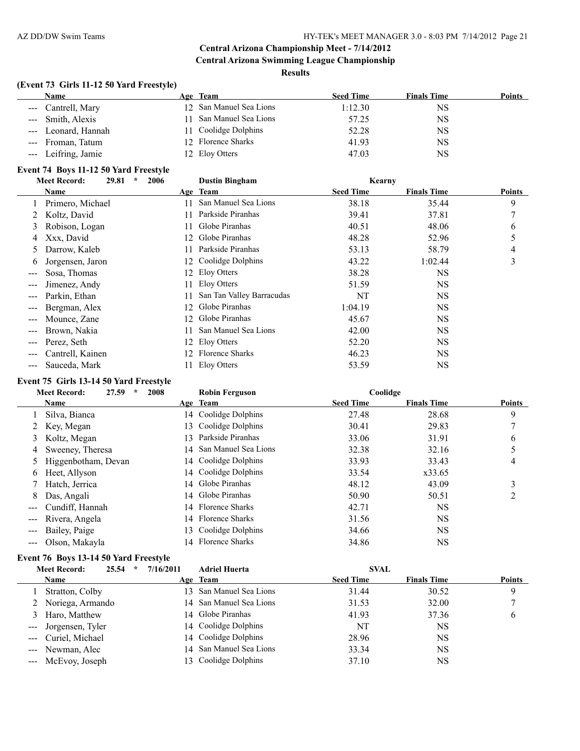## Central Arizona Championship Meet - 7/14/2012

### Central Arizona Swimming League Championship

#### Results

### (Event 73 Girls 11-12 50 Yard Freestyle)

| | Name | Age | Team | Seed Time | Finals Time | Points |
|---|---|---|---|---|---|---|
| --- | Cantrell, Mary | 12 | San Manuel Sea Lions | 1:12.30 | NS | |
| --- | Smith, Alexis | 11 | San Manuel Sea Lions | 57.25 | NS | |
| --- | Leonard, Hannah | 11 | Coolidge Dolphins | 52.28 | NS | |
| --- | Froman, Tatum | 12 | Florence Sharks | 41.93 | NS | |
| --- | Leifring, Jamie | 12 | Eloy Otters | 47.03 | NS | |

### Event 74 Boys 11-12 50 Yard Freestyle

Meet Record: 29.81 * 2006 Dustin Bingham Kearny

| | Name | Age | Team | Seed Time | Finals Time | Points |
|---|---|---|---|---|---|---|
| 1 | Primero, Michael | 11 | San Manuel Sea Lions | 38.18 | 35.44 | 9 |
| 2 | Koltz, David | 11 | Parkside Piranhas | 39.41 | 37.81 | 7 |
| 3 | Robison, Logan | 11 | Globe Piranhas | 40.51 | 48.06 | 6 |
| 4 | Xxx, David | 12 | Globe Piranhas | 48.28 | 52.96 | 5 |
| 5 | Darrow, Kaleb | 11 | Parkside Piranhas | 53.13 | 58.79 | 4 |
| 6 | Jorgensen, Jaron | 12 | Coolidge Dolphins | 43.22 | 1:02.44 | 3 |
| --- | Sosa, Thomas | 12 | Eloy Otters | 38.28 | NS | |
| --- | Jimenez, Andy | 11 | Eloy Otters | 51.59 | NS | |
| --- | Parkin, Ethan | 11 | San Tan Valley Barracudas | NT | NS | |
| --- | Bergman, Alex | 12 | Globe Piranhas | 1:04.19 | NS | |
| --- | Mounce, Zane | 12 | Globe Piranhas | 45.67 | NS | |
| --- | Brown, Nakia | 11 | San Manuel Sea Lions | 42.00 | NS | |
| --- | Perez, Seth | 12 | Eloy Otters | 52.20 | NS | |
| --- | Cantrell, Kainen | 12 | Florence Sharks | 46.23 | NS | |
| --- | Sauceda, Mark | 11 | Eloy Otters | 53.59 | NS | |

### Event 75 Girls 13-14 50 Yard Freestyle

Meet Record: 27.59 * 2008 Robin Ferguson Coolidge

| | Name | Age | Team | Seed Time | Finals Time | Points |
|---|---|---|---|---|---|---|
| 1 | Silva, Bianca | 14 | Coolidge Dolphins | 27.48 | 28.68 | 9 |
| 2 | Key, Megan | 13 | Coolidge Dolphins | 30.41 | 29.83 | 7 |
| 3 | Koltz, Megan | 13 | Parkside Piranhas | 33.06 | 31.91 | 6 |
| 4 | Sweeney, Theresa | 14 | San Manuel Sea Lions | 32.38 | 32.16 | 5 |
| 5 | Higgenbotham, Devan | 14 | Coolidge Dolphins | 33.93 | 33.43 | 4 |
| 6 | Heet, Allyson | 14 | Coolidge Dolphins | 33.54 | x33.65 | |
| 7 | Hatch, Jerrica | 14 | Globe Piranhas | 48.12 | 43.09 | 3 |
| 8 | Das, Angali | 14 | Globe Piranhas | 50.90 | 50.51 | 2 |
| --- | Cundiff, Hannah | 14 | Florence Sharks | 42.71 | NS | |
| --- | Rivera, Angela | 14 | Florence Sharks | 31.56 | NS | |
| --- | Bailey, Paige | 13 | Coolidge Dolphins | 34.66 | NS | |
| --- | Olson, Makayla | 14 | Florence Sharks | 34.86 | NS | |

### Event 76 Boys 13-14 50 Yard Freestyle

Meet Record: 25.54 * 7/16/2011 Adriel Huerta SVAL

| | Name | Age | Team | Seed Time | Finals Time | Points |
|---|---|---|---|---|---|---|
| 1 | Stratton, Colby | 13 | San Manuel Sea Lions | 31.44 | 30.52 | 9 |
| 2 | Noriega, Armando | 14 | San Manuel Sea Lions | 31.53 | 32.00 | 7 |
| 3 | Haro, Matthew | 14 | Globe Piranhas | 41.93 | 37.36 | 6 |
| --- | Jorgensen, Tyler | 14 | Coolidge Dolphins | NT | NS | |
| --- | Curiel, Michael | 14 | Coolidge Dolphins | 28.96 | NS | |
| --- | Newman, Alec | 14 | San Manuel Sea Lions | 33.34 | NS | |
| --- | McEvoy, Joseph | 13 | Coolidge Dolphins | 37.10 | NS | |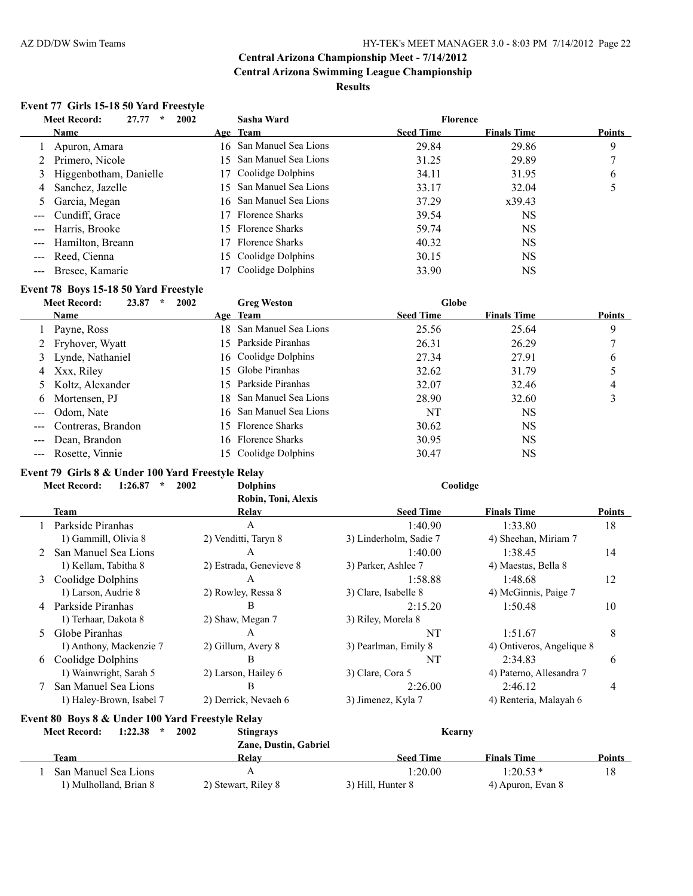# Central Arizona Championship Meet - 7/14/2012
## Central Arizona Swimming League Championship
### Results

**Event 77 Girls 15-18 50 Yard Freestyle**

Meet Record: 27.77 * 2002 Sasha Ward Florence

| | Name | Age | Team | Seed Time | Finals Time | Points |
|---|---|---|---|---|---|---|
| 1 | Apuron, Amara | 16 | San Manuel Sea Lions | 29.84 | 29.86 | 9 |
| 2 | Primero, Nicole | 15 | San Manuel Sea Lions | 31.25 | 29.89 | 7 |
| 3 | Higgenbotham, Danielle | 17 | Coolidge Dolphins | 34.11 | 31.95 | 6 |
| 4 | Sanchez, Jazelle | 15 | San Manuel Sea Lions | 33.17 | 32.04 | 5 |
| 5 | Garcia, Megan | 16 | San Manuel Sea Lions | 37.29 | x39.43 | |
| --- | Cundiff, Grace | 17 | Florence Sharks | 39.54 | NS | |
| --- | Harris, Brooke | 15 | Florence Sharks | 59.74 | NS | |
| --- | Hamilton, Breann | 17 | Florence Sharks | 40.32 | NS | |
| --- | Reed, Cienna | 15 | Coolidge Dolphins | 30.15 | NS | |
| --- | Bresee, Kamarie | 17 | Coolidge Dolphins | 33.90 | NS | |

**Event 78 Boys 15-18 50 Yard Freestyle**

Meet Record: 23.87 * 2002 Greg Weston Globe

| | Name | Age | Team | Seed Time | Finals Time | Points |
|---|---|---|---|---|---|---|
| 1 | Payne, Ross | 18 | San Manuel Sea Lions | 25.56 | 25.64 | 9 |
| 2 | Fryhover, Wyatt | 15 | Parkside Piranhas | 26.31 | 26.29 | 7 |
| 3 | Lynde, Nathaniel | 16 | Coolidge Dolphins | 27.34 | 27.91 | 6 |
| 4 | Xxx, Riley | 15 | Globe Piranhas | 32.62 | 31.79 | 5 |
| 5 | Koltz, Alexander | 15 | Parkside Piranhas | 32.07 | 32.46 | 4 |
| 6 | Mortensen, PJ | 18 | San Manuel Sea Lions | 28.90 | 32.60 | 3 |
| --- | Odom, Nate | 16 | San Manuel Sea Lions | NT | NS | |
| --- | Contreras, Brandon | 15 | Florence Sharks | 30.62 | NS | |
| --- | Dean, Brandon | 16 | Florence Sharks | 30.95 | NS | |
| --- | Rosette, Vinnie | 15 | Coolidge Dolphins | 30.47 | NS | |

**Event 79 Girls 8 & Under 100 Yard Freestyle Relay**

Meet Record: 1:26.87 * 2002 Dolphins Coolidge
Robin, Toni, Alexis

| | Team | Relay | Seed Time | Finals Time | Points |
|---|---|---|---|---|---|
| 1 | Parkside Piranhas | A | 1:40.90 | 1:33.80 | 18 |
| | 1) Gammill, Olivia 8 | 2) Venditti, Taryn 8 | 3) Linderholm, Sadie 7 | 4) Sheehan, Miriam 7 | |
| 2 | San Manuel Sea Lions | A | 1:40.00 | 1:38.45 | 14 |
| | 1) Kellam, Tabitha 8 | 2) Estrada, Genevieve 8 | 3) Parker, Ashlee 7 | 4) Maestas, Bella 8 | |
| 3 | Coolidge Dolphins | A | 1:58.88 | 1:48.68 | 12 |
| | 1) Larson, Audrie 8 | 2) Rowley, Ressa 8 | 3) Clare, Isabelle 8 | 4) McGinnis, Paige 7 | |
| 4 | Parkside Piranhas | B | 2:15.20 | 1:50.48 | 10 |
| | 1) Terhaar, Dakota 8 | 2) Shaw, Megan 7 | 3) Riley, Morela 8 | | |
| 5 | Globe Piranhas | A | NT | 1:51.67 | 8 |
| | 1) Anthony, Mackenzie 7 | 2) Gillum, Avery 8 | 3) Pearlman, Emily 8 | 4) Ontiveros, Angelique 8 | |
| 6 | Coolidge Dolphins | B | NT | 2:34.83 | 6 |
| | 1) Wainwright, Sarah 5 | 2) Larson, Hailey 6 | 3) Clare, Cora 5 | 4) Paterno, Allesandra 7 | |
| 7 | San Manuel Sea Lions | B | 2:26.00 | 2:46.12 | 4 |
| | 1) Haley-Brown, Isabel 7 | 2) Derrick, Nevaeh 6 | 3) Jimenez, Kyla 7 | 4) Renteria, Malayah 6 | |

**Event 80 Boys 8 & Under 100 Yard Freestyle Relay**

Meet Record: 1:22.38 * 2002 Stingrays Kearny
Zane, Dustin, Gabriel

| | Team | Relay | Seed Time | Finals Time | Points |
|---|---|---|---|---|---|
| 1 | San Manuel Sea Lions | A | 1:20.00 | 1:20.53 * | 18 |
| | 1) Mulholland, Brian 8 | 2) Stewart, Riley 8 | 3) Hill, Hunter 8 | 4) Apuron, Evan 8 | |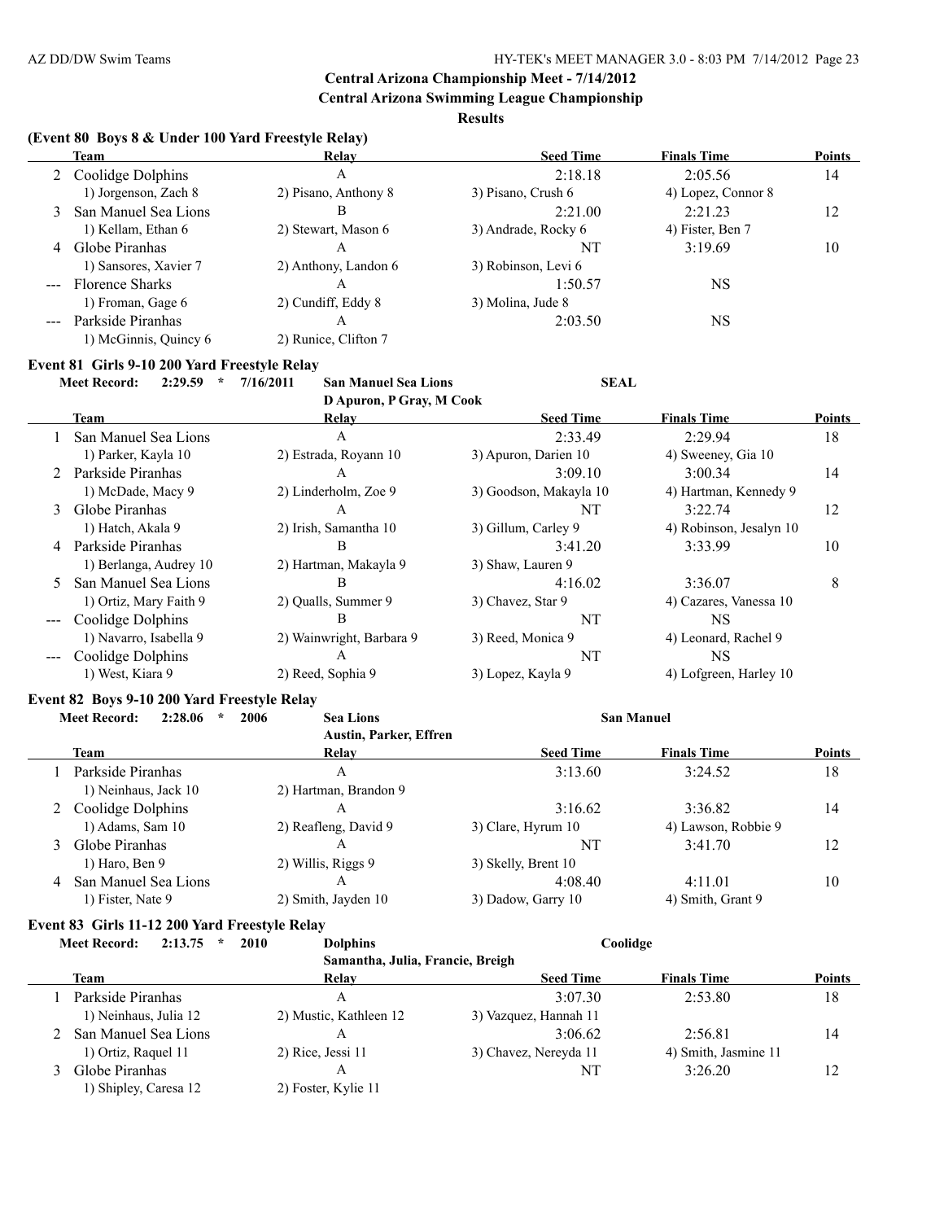## Central Arizona Championship Meet - 7/14/2012

### Central Arizona Swimming League Championship

**Results**

### (Event 80 Boys 8 & Under 100 Yard Freestyle Relay)

| | Team | Relay | Seed Time | Finals Time | Points |
|---|---|---|---|---|---|
| 2 | Coolidge Dolphins | A | 2:18.18 | 2:05.56 | 14 |
| | 1) Jorgenson, Zach 8 | 2) Pisano, Anthony 8 | 3) Pisano, Crush 6 | 4) Lopez, Connor 8 | |
| 3 | San Manuel Sea Lions | B | 2:21.00 | 2:21.23 | 12 |
| | 1) Kellam, Ethan 6 | 2) Stewart, Mason 6 | 3) Andrade, Rocky 6 | 4) Fister, Ben 7 | |
| 4 | Globe Piranhas | A | NT | 3:19.69 | 10 |
| | 1) Sansores, Xavier 7 | 2) Anthony, Landon 6 | 3) Robinson, Levi 6 | | |
| --- | Florence Sharks | A | 1:50.57 | NS | |
| | 1) Froman, Gage 6 | 2) Cundiff, Eddy 8 | 3) Molina, Jude 8 | | |
| --- | Parkside Piranhas | A | 2:03.50 | NS | |
| | 1) McGinnis, Quincy 6 | 2) Runice, Clifton 7 | | | |

### Event 81 Girls 9-10 200 Yard Freestyle Relay

**Meet Record: 2:29.59 * 7/16/2011 San Manuel Sea Lions SEAL**
**D Apuron, P Gray, M Cook**

| | Team | Relay | Seed Time | Finals Time | Points |
|---|---|---|---|---|---|
| 1 | San Manuel Sea Lions | A | 2:33.49 | 2:29.94 | 18 |
| | 1) Parker, Kayla 10 | 2) Estrada, Royann 10 | 3) Apuron, Darien 10 | 4) Sweeney, Gia 10 | |
| 2 | Parkside Piranhas | A | 3:09.10 | 3:00.34 | 14 |
| | 1) McDade, Macy 9 | 2) Linderholm, Zoe 9 | 3) Goodson, Makayla 10 | 4) Hartman, Kennedy 9 | |
| 3 | Globe Piranhas | A | NT | 3:22.74 | 12 |
| | 1) Hatch, Akala 9 | 2) Irish, Samantha 10 | 3) Gillum, Carley 9 | 4) Robinson, Jesalyn 10 | |
| 4 | Parkside Piranhas | B | 3:41.20 | 3:33.99 | 10 |
| | 1) Berlanga, Audrey 10 | 2) Hartman, Makayla 9 | 3) Shaw, Lauren 9 | | |
| 5 | San Manuel Sea Lions | B | 4:16.02 | 3:36.07 | 8 |
| | 1) Ortiz, Mary Faith 9 | 2) Qualls, Summer 9 | 3) Chavez, Star 9 | 4) Cazares, Vanessa 10 | |
| --- | Coolidge Dolphins | B | NT | NS | |
| | 1) Navarro, Isabella 9 | 2) Wainwright, Barbara 9 | 3) Reed, Monica 9 | 4) Leonard, Rachel 9 | |
| --- | Coolidge Dolphins | A | NT | NS | |
| | 1) West, Kiara 9 | 2) Reed, Sophia 9 | 3) Lopez, Kayla 9 | 4) Lofgreen, Harley 10 | |

### Event 82 Boys 9-10 200 Yard Freestyle Relay

**Meet Record: 2:28.06 * 2006 Sea Lions San Manuel**
**Austin, Parker, Effren**

| | Team | Relay | Seed Time | Finals Time | Points |
|---|---|---|---|---|---|
| 1 | Parkside Piranhas | A | 3:13.60 | 3:24.52 | 18 |
| | 1) Neinhaus, Jack 10 | 2) Hartman, Brandon 9 | | | |
| 2 | Coolidge Dolphins | A | 3:16.62 | 3:36.82 | 14 |
| | 1) Adams, Sam 10 | 2) Reafleng, David 9 | 3) Clare, Hyrum 10 | 4) Lawson, Robbie 9 | |
| 3 | Globe Piranhas | A | NT | 3:41.70 | 12 |
| | 1) Haro, Ben 9 | 2) Willis, Riggs 9 | 3) Skelly, Brent 10 | | |
| 4 | San Manuel Sea Lions | A | 4:08.40 | 4:11.01 | 10 |
| | 1) Fister, Nate 9 | 2) Smith, Jayden 10 | 3) Dadow, Garry 10 | 4) Smith, Grant 9 | |

### Event 83 Girls 11-12 200 Yard Freestyle Relay

**Meet Record: 2:13.75 * 2010 Dolphins Coolidge**
**Samantha, Julia, Francie, Breigh**

| | Team | Relay | Seed Time | Finals Time | Points |
|---|---|---|---|---|---|
| 1 | Parkside Piranhas | A | 3:07.30 | 2:53.80 | 18 |
| | 1) Neinhaus, Julia 12 | 2) Mustic, Kathleen 12 | 3) Vazquez, Hannah 11 | | |
| 2 | San Manuel Sea Lions | A | 3:06.62 | 2:56.81 | 14 |
| | 1) Ortiz, Raquel 11 | 2) Rice, Jessi 11 | 3) Chavez, Nereyda 11 | 4) Smith, Jasmine 11 | |
| 3 | Globe Piranhas | A | NT | 3:26.20 | 12 |
| | 1) Shipley, Caresa 12 | 2) Foster, Kylie 11 | | | |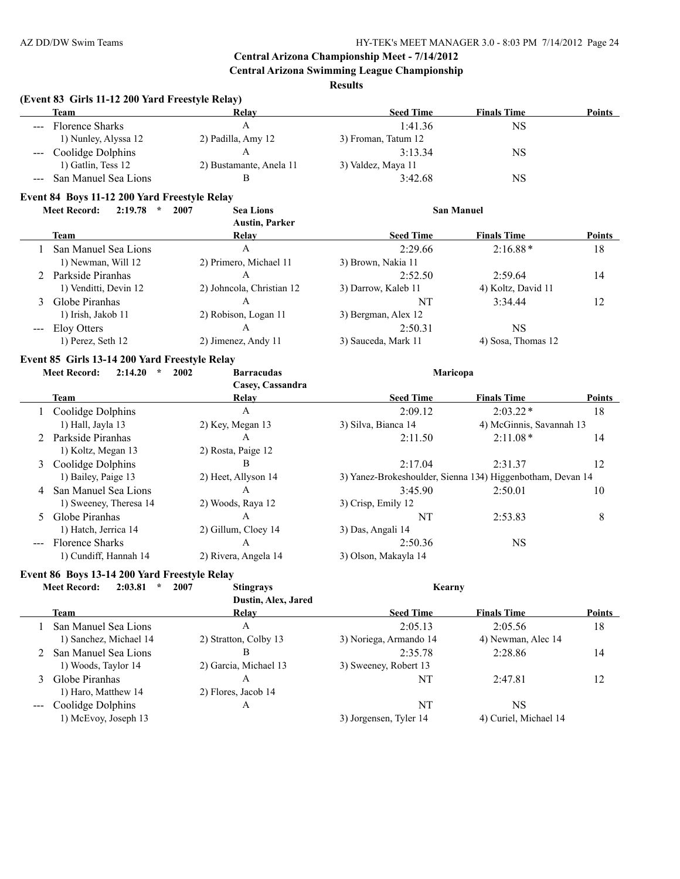## Central Arizona Championship Meet - 7/14/2012

### Central Arizona Swimming League Championship

**Results**

### (Event 83 Girls 11-12 200 Yard Freestyle Relay)

| | Team | Relay | Seed Time | Finals Time | Points |
|---|---|---|---|---|---|
| --- | Florence Sharks | A | 1:41.36 | NS | |
| | 1) Nunley, Alyssa 12 | 2) Padilla, Amy 12 | 3) Froman, Tatum 12 | | |
| --- | Coolidge Dolphins | A | 3:13.34 | NS | |
| | 1) Gatlin, Tess 12 | 2) Bustamante, Anela 11 | 3) Valdez, Maya 11 | | |
| --- | San Manuel Sea Lions | B | 3:42.68 | NS | |

### Event 84 Boys 11-12 200 Yard Freestyle Relay

**Meet Record:** 2:19.78 * 2007 Sea Lions San Manuel
Austin, Parker

| | Team | Relay | Seed Time | Finals Time | Points |
|---|---|---|---|---|---|
| 1 | San Manuel Sea Lions | A | 2:29.66 | 2:16.88* | 18 |
| | 1) Newman, Will 12 | 2) Primero, Michael 11 | 3) Brown, Nakia 11 | | |
| 2 | Parkside Piranhas | A | 2:52.50 | 2:59.64 | 14 |
| | 1) Venditti, Devin 12 | 2) Johncola, Christian 12 | 3) Darrow, Kaleb 11 | 4) Koltz, David 11 | |
| 3 | Globe Piranhas | A | NT | 3:34.44 | 12 |
| | 1) Irish, Jakob 11 | 2) Robison, Logan 11 | 3) Bergman, Alex 12 | | |
| --- | Eloy Otters | A | 2:50.31 | NS | |
| | 1) Perez, Seth 12 | 2) Jimenez, Andy 11 | 3) Sauceda, Mark 11 | 4) Sosa, Thomas 12 | |

### Event 85 Girls 13-14 200 Yard Freestyle Relay

**Meet Record:** 2:14.20 * 2002 Barracudas Maricopa
Casey, Cassandra

| | Team | Relay | Seed Time | Finals Time | Points |
|---|---|---|---|---|---|
| 1 | Coolidge Dolphins | A | 2:09.12 | 2:03.22* | 18 |
| | 1) Hall, Jayla 13 | 2) Key, Megan 13 | 3) Silva, Bianca 14 | 4) McGinnis, Savannah 13 | |
| 2 | Parkside Piranhas | A | 2:11.50 | 2:11.08* | 14 |
| | 1) Koltz, Megan 13 | 2) Rosta, Paige 12 | | | |
| 3 | Coolidge Dolphins | B | 2:17.04 | 2:31.37 | 12 |
| | 1) Bailey, Paige 13 | 2) Heet, Allyson 14 | 3) Yanez-Brokeshoulder, Sienna 13 | 4) Higgenbotham, Devan 14 | |
| 4 | San Manuel Sea Lions | A | 3:45.90 | 2:50.01 | 10 |
| | 1) Sweeney, Theresa 14 | 2) Woods, Raya 12 | 3) Crisp, Emily 12 | | |
| 5 | Globe Piranhas | A | NT | 2:53.83 | 8 |
| | 1) Hatch, Jerrica 14 | 2) Gillum, Cloey 14 | 3) Das, Angali 14 | | |
| --- | Florence Sharks | A | 2:50.36 | NS | |
| | 1) Cundiff, Hannah 14 | 2) Rivera, Angela 14 | 3) Olson, Makayla 14 | | |

### Event 86 Boys 13-14 200 Yard Freestyle Relay

**Meet Record:** 2:03.81 * 2007 Stingrays Kearny
Dustin, Alex, Jared

| | Team | Relay | Seed Time | Finals Time | Points |
|---|---|---|---|---|---|
| 1 | San Manuel Sea Lions | A | 2:05.13 | 2:05.56 | 18 |
| | 1) Sanchez, Michael 14 | 2) Stratton, Colby 13 | 3) Noriega, Armando 14 | 4) Newman, Alec 14 | |
| 2 | San Manuel Sea Lions | B | 2:35.78 | 2:28.86 | 14 |
| | 1) Woods, Taylor 14 | 2) Garcia, Michael 13 | 3) Sweeney, Robert 13 | | |
| 3 | Globe Piranhas | A | NT | 2:47.81 | 12 |
| | 1) Haro, Matthew 14 | 2) Flores, Jacob 14 | | | |
| --- | Coolidge Dolphins | A | NT | NS | |
| | 1) McEvoy, Joseph 13 | | 3) Jorgensen, Tyler 14 | 4) Curiel, Michael 14 | |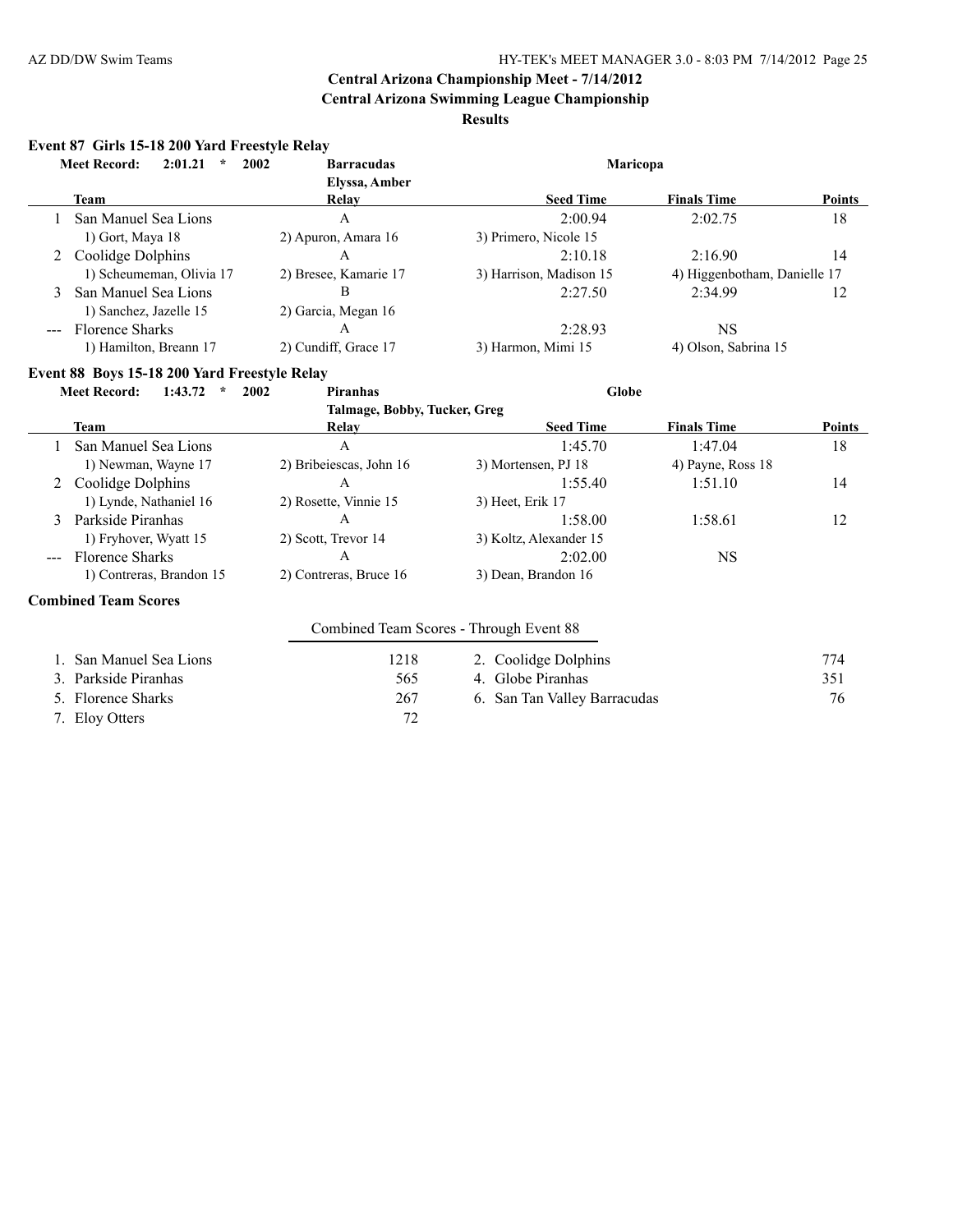# Central Arizona Championship Meet - 7/14/2012

## Central Arizona Swimming League Championship

### Results

#### Event 87 Girls 15-18 200 Yard Freestyle Relay

**Meet Record:** 2:01.21 * 2002 Barracudas Maricopa
Elyssa, Amber

| | Team | Relay | Seed Time | Finals Time | Points |
|---|---|---|---|---|---|
| 1 | San Manuel Sea Lions | A | 2:00.94 | 2:02.75 | 18 |
| | 1) Gort, Maya 18 | 2) Apuron, Amara 16 | 3) Primero, Nicole 15 | | |
| 2 | Coolidge Dolphins | A | 2:10.18 | 2:16.90 | 14 |
| | 1) Scheumeman, Olivia 17 | 2) Bresee, Kamarie 17 | 3) Harrison, Madison 15 | 4) Higgenbotham, Danielle 17 | |
| 3 | San Manuel Sea Lions | B | 2:27.50 | 2:34.99 | 12 |
| | 1) Sanchez, Jazelle 15 | 2) Garcia, Megan 16 | | | |
| --- | Florence Sharks | A | 2:28.93 | NS | |
| | 1) Hamilton, Breann 17 | 2) Cundiff, Grace 17 | 3) Harmon, Mimi 15 | 4) Olson, Sabrina 15 | |

#### Event 88 Boys 15-18 200 Yard Freestyle Relay

**Meet Record:** 1:43.72 * 2002 Piranhas Globe
Talmage, Bobby, Tucker, Greg

| | Team | Relay | Seed Time | Finals Time | Points |
|---|---|---|---|---|---|
| 1 | San Manuel Sea Lions | A | 1:45.70 | 1:47.04 | 18 |
| | 1) Newman, Wayne 17 | 2) Bribeiescas, John 16 | 3) Mortensen, PJ 18 | 4) Payne, Ross 18 | |
| 2 | Coolidge Dolphins | A | 1:55.40 | 1:51.10 | 14 |
| | 1) Lynde, Nathaniel 16 | 2) Rosette, Vinnie 15 | 3) Heet, Erik 17 | | |
| 3 | Parkside Piranhas | A | 1:58.00 | 1:58.61 | 12 |
| | 1) Fryhover, Wyatt 15 | 2) Scott, Trevor 14 | 3) Koltz, Alexander 15 | | |
| --- | Florence Sharks | A | 2:02.00 | NS | |
| | 1) Contreras, Brandon 15 | 2) Contreras, Bruce 16 | 3) Dean, Brandon 16 | | |

#### Combined Team Scores

Combined Team Scores - Through Event 88

| | | | |
|---|---|---|---|
| 1. San Manuel Sea Lions | 1218 | 2. Coolidge Dolphins | 774 |
| 3. Parkside Piranhas | 565 | 4. Globe Piranhas | 351 |
| 5. Florence Sharks | 267 | 6. San Tan Valley Barracudas | 76 |
| 7. Eloy Otters | 72 | | |